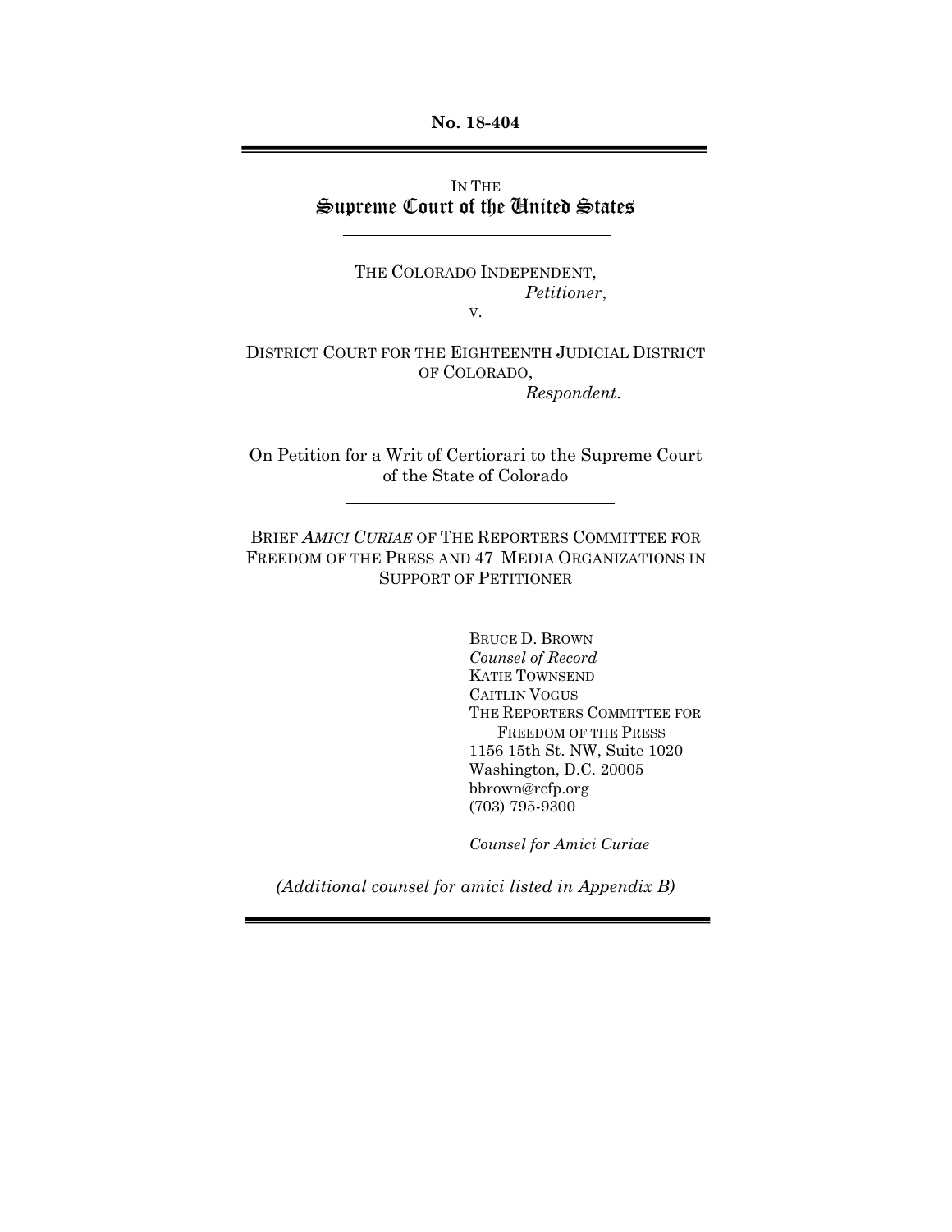**No. 18-404**

---

IN THE
**Supreme Court of the United States**

---

THE COLORADO INDEPENDENT,
*Petitioner*,

v.

DISTRICT COURT FOR THE EIGHTEENTH JUDICIAL DISTRICT OF COLORADO,
*Respondent*.

---

On Petition for a Writ of Certiorari to the Supreme Court of the State of Colorado

---

BRIEF *AMICI CURIAE* OF THE REPORTERS COMMITTEE FOR FREEDOM OF THE PRESS AND 47 MEDIA ORGANIZATIONS IN SUPPORT OF PETITIONER

---

BRUCE D. BROWN
*Counsel of Record*
KATIE TOWNSEND
CAITLIN VOGUS
THE REPORTERS COMMITTEE FOR FREEDOM OF THE PRESS
1156 15th St. NW, Suite 1020
Washington, D.C. 20005
bbrown@rcfp.org
(703) 795-9300

*Counsel for Amici Curiae*

*(Additional counsel for amici listed in Appendix B)*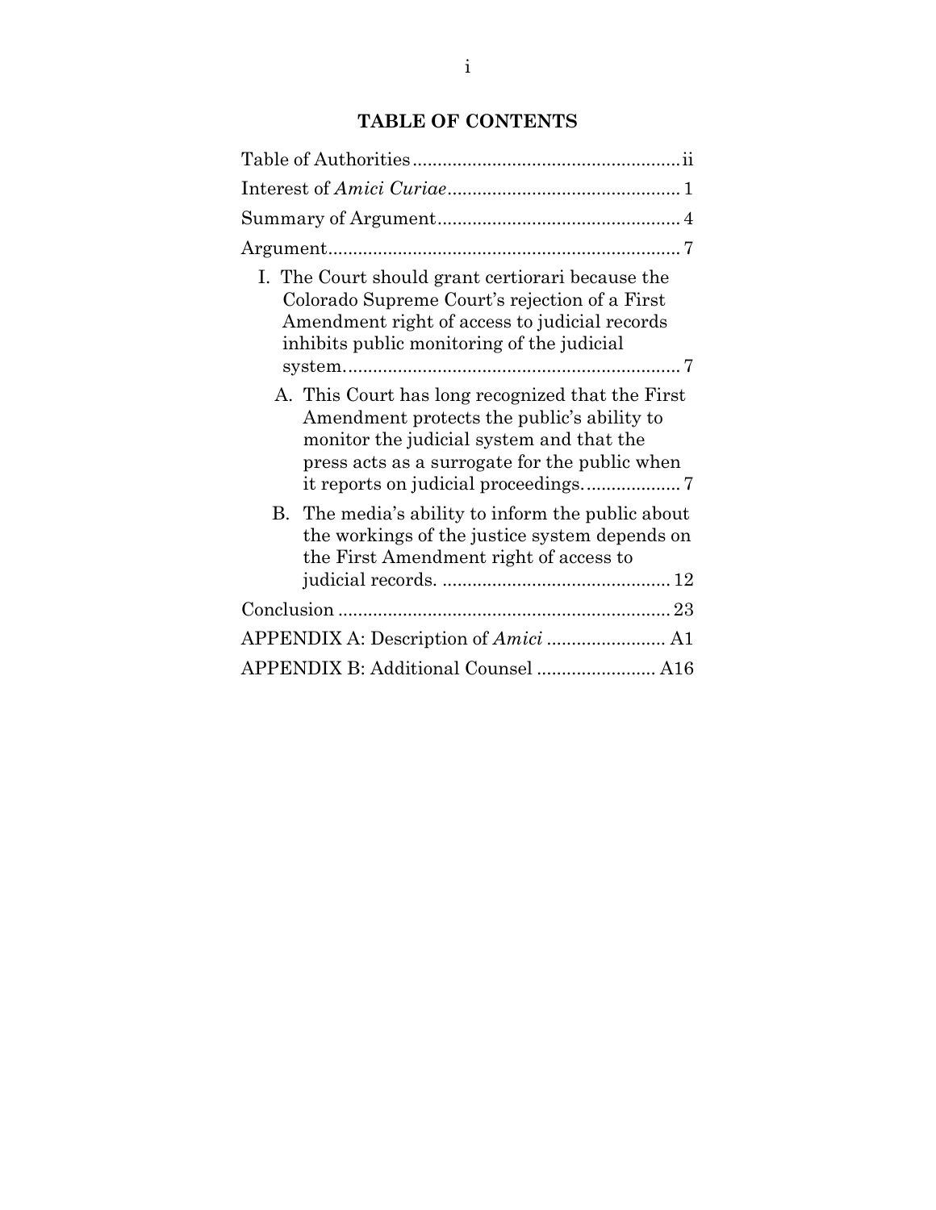# TABLE OF CONTENTS

Table of Authorities ..................................................... ii

Interest of *Amici Curiae* .............................................. 1

Summary of Argument ................................................ 4

Argument ...................................................................... 7

I. The Court should grant certiorari because the Colorado Supreme Court's rejection of a First Amendment right of access to judicial records inhibits public monitoring of the judicial system. ................................................................... 7

  A. This Court has long recognized that the First Amendment protects the public's ability to monitor the judicial system and that the press acts as a surrogate for the public when it reports on judicial proceedings. .................. 7

  B. The media's ability to inform the public about the workings of the justice system depends on the First Amendment right of access to judicial records. .............................................. 12

Conclusion .................................................................. 23

APPENDIX A: Description of *Amici* ........................ A1

APPENDIX B: Additional Counsel ........................ A16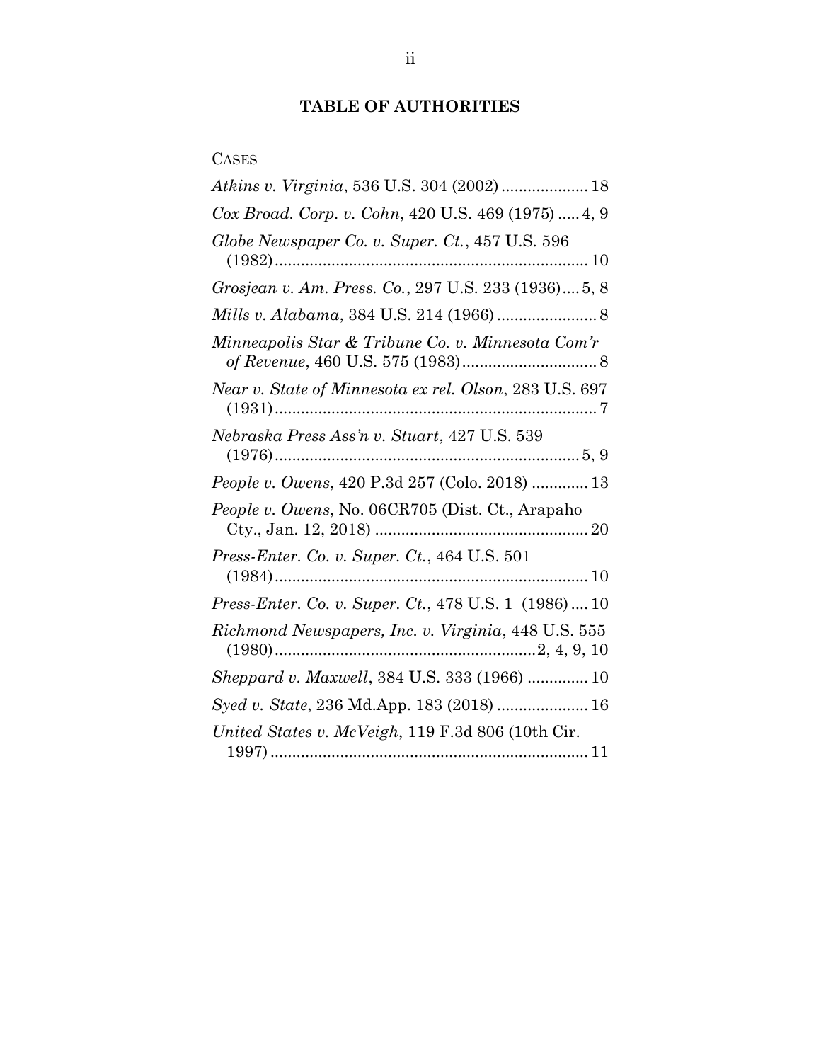## TABLE OF AUTHORITIES

CASES

*Atkins v. Virginia*, 536 U.S. 304 (2002) .................... 18

*Cox Broad. Corp. v. Cohn*, 420 U.S. 469 (1975) ..... 4, 9

*Globe Newspaper Co. v. Super. Ct.*, 457 U.S. 596 (1982) ........................................................................ 10

*Grosjean v. Am. Press. Co.*, 297 U.S. 233 (1936) .... 5, 8

*Mills v. Alabama*, 384 U.S. 214 (1966) ....................... 8

*Minneapolis Star & Tribune Co. v. Minnesota Com'r of Revenue*, 460 U.S. 575 (1983) ............................... 8

*Near v. State of Minnesota ex rel. Olson*, 283 U.S. 697 (1931) .......................................................................... 7

*Nebraska Press Ass'n v. Stuart*, 427 U.S. 539 (1976) ...................................................................... 5, 9

*People v. Owens*, 420 P.3d 257 (Colo. 2018) ............. 13

*People v. Owens*, No. 06CR705 (Dist. Ct., Arapaho Cty., Jan. 12, 2018) ................................................. 20

*Press-Enter. Co. v. Super. Ct.*, 464 U.S. 501 (1984) ........................................................................ 10

*Press-Enter. Co. v. Super. Ct.*, 478 U.S. 1 (1986) .... 10

*Richmond Newspapers, Inc. v. Virginia*, 448 U.S. 555 (1980) ............................................................ 2, 4, 9, 10

*Sheppard v. Maxwell*, 384 U.S. 333 (1966) .............. 10

*Syed v. State*, 236 Md.App. 183 (2018) ..................... 16

*United States v. McVeigh*, 119 F.3d 806 (10th Cir. 1997) ......................................................................... 11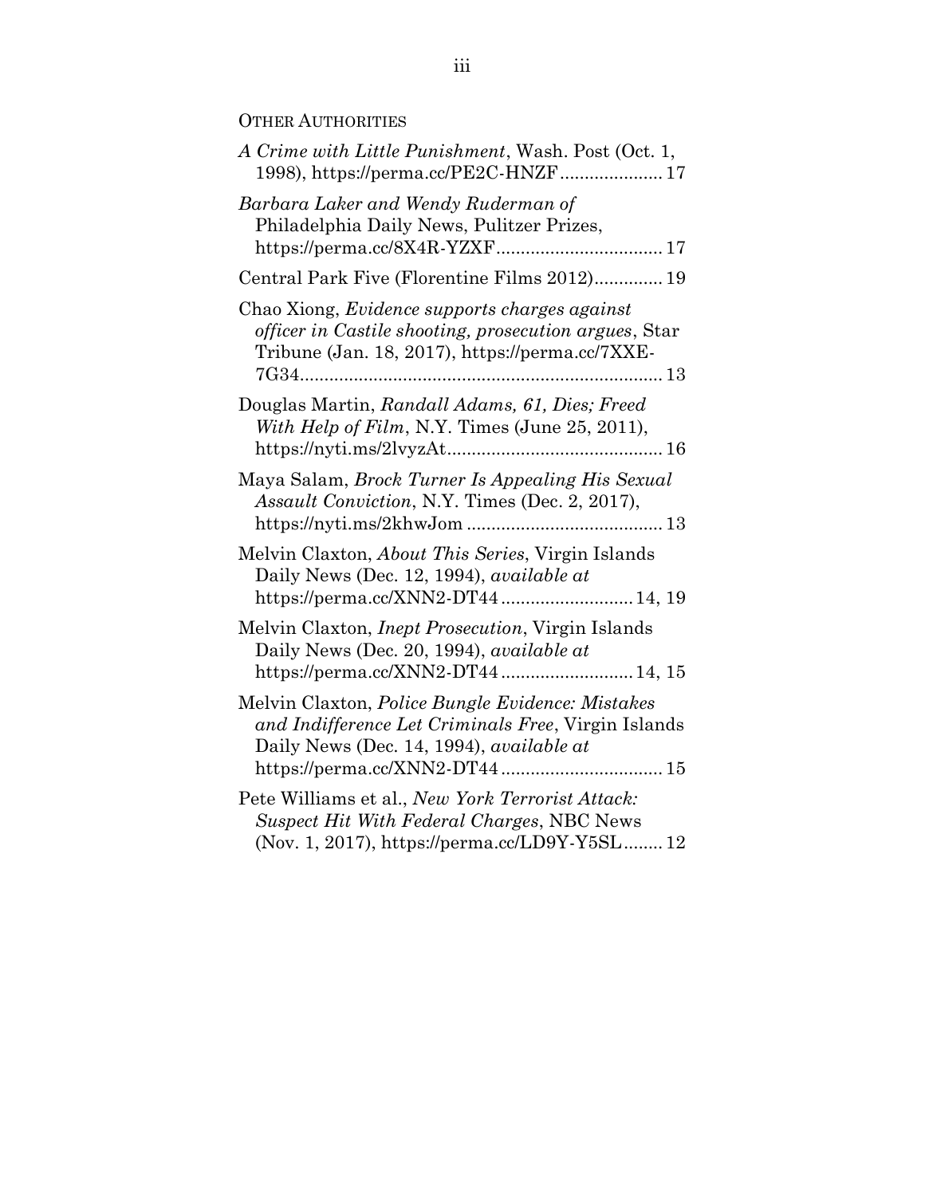OTHER AUTHORITIES

*A Crime with Little Punishment*, Wash. Post (Oct. 1, 1998), https://perma.cc/PE2C-HNZF..................... 17

*Barbara Laker and Wendy Ruderman of* Philadelphia Daily News, Pulitzer Prizes, https://perma.cc/8X4R-YZXF.................................. 17

Central Park Five (Florentine Films 2012).............. 19

Chao Xiong, *Evidence supports charges against officer in Castile shooting, prosecution argues*, Star Tribune (Jan. 18, 2017), https://perma.cc/7XXE-7G34.......................................................................... 13

Douglas Martin, *Randall Adams, 61, Dies; Freed With Help of Film*, N.Y. Times (June 25, 2011), https://nyti.ms/2lvyzAt............................................ 16

Maya Salam, *Brock Turner Is Appealing His Sexual Assault Conviction*, N.Y. Times (Dec. 2, 2017), https://nyti.ms/2khwJom ........................................ 13

Melvin Claxton, *About This Series*, Virgin Islands Daily News (Dec. 12, 1994), *available at* https://perma.cc/XNN2-DT44........................... 14, 19

Melvin Claxton, *Inept Prosecution*, Virgin Islands Daily News (Dec. 20, 1994), *available at* https://perma.cc/XNN2-DT44........................... 14, 15

Melvin Claxton, *Police Bungle Evidence: Mistakes and Indifference Let Criminals Free*, Virgin Islands Daily News (Dec. 14, 1994), *available at* https://perma.cc/XNN2-DT44................................. 15

Pete Williams et al., *New York Terrorist Attack: Suspect Hit With Federal Charges*, NBC News (Nov. 1, 2017), https://perma.cc/LD9Y-Y5SL........ 12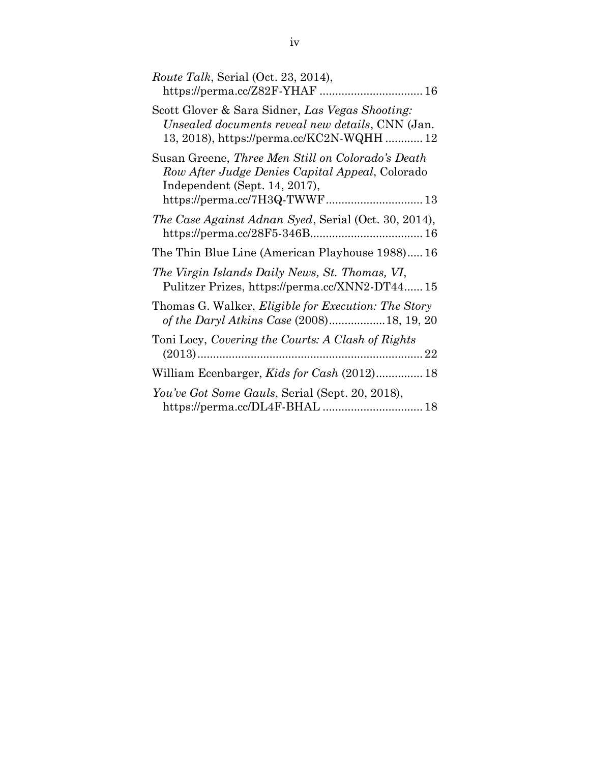*Route Talk*, Serial (Oct. 23, 2014), https://perma.cc/Z82F-YHAF ................................ 16

Scott Glover & Sara Sidner, *Las Vegas Shooting: Unsealed documents reveal new details*, CNN (Jan. 13, 2018), https://perma.cc/KC2N-WQHH ............ 12

Susan Greene, *Three Men Still on Colorado's Death Row After Judge Denies Capital Appeal*, Colorado Independent (Sept. 14, 2017), https://perma.cc/7H3Q-TWWF .............................. 13

*The Case Against Adnan Syed*, Serial (Oct. 30, 2014), https://perma.cc/28F5-346B.................................... 16

The Thin Blue Line (American Playhouse 1988)..... 16

*The Virgin Islands Daily News, St. Thomas, VI*, Pulitzer Prizes, https://perma.cc/XNN2-DT44...... 15

Thomas G. Walker, *Eligible for Execution: The Story of the Daryl Atkins Case* (2008)..................18, 19, 20

Toni Locy, *Covering the Courts: A Clash of Rights* (2013)........................................................................ 22

William Ecenbarger, *Kids for Cash* (2012)............... 18

*You've Got Some Gauls*, Serial (Sept. 20, 2018), https://perma.cc/DL4F-BHAL ................................ 18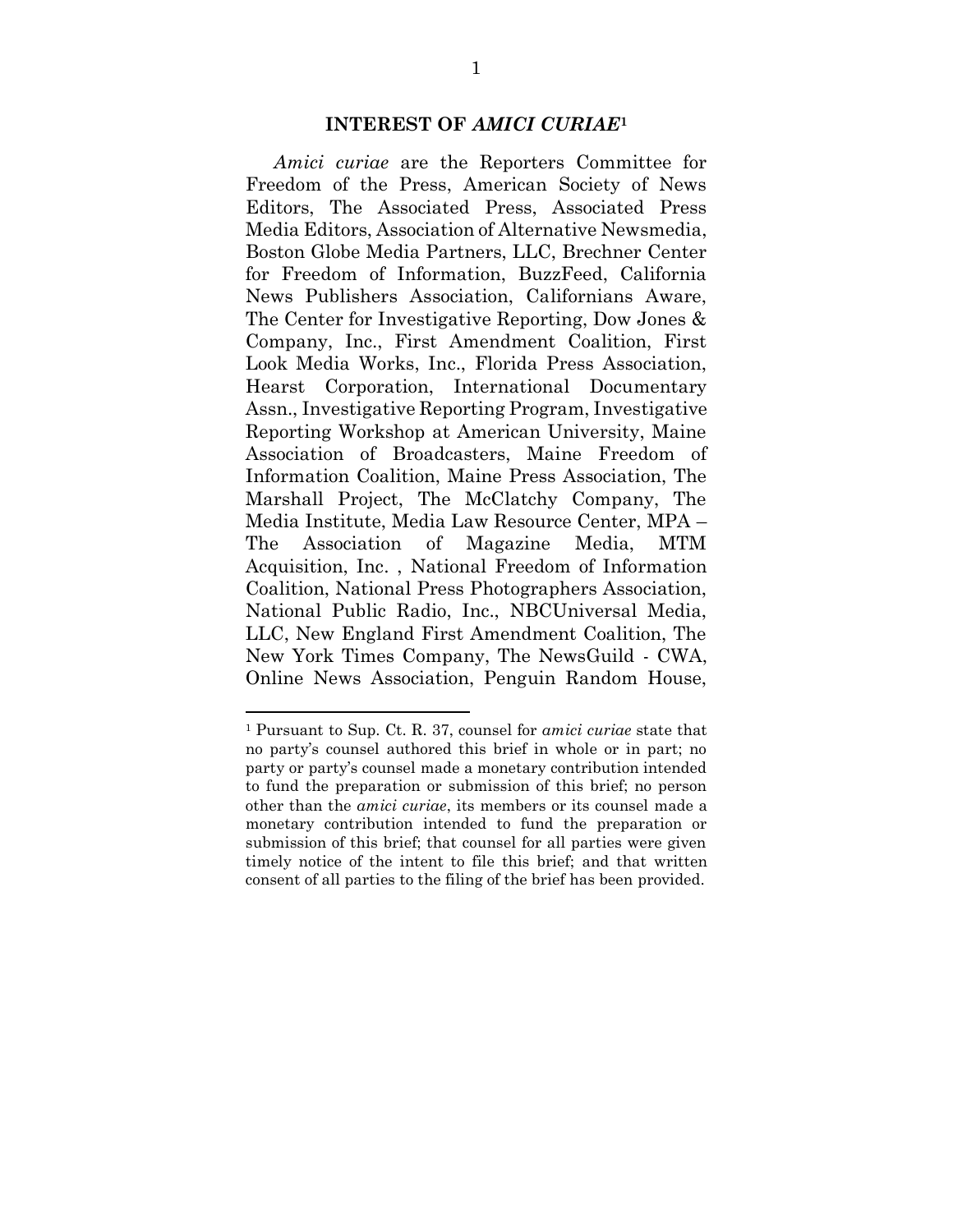## INTEREST OF *AMICI CURIAE*[1]

*Amici curiae* are the Reporters Committee for Freedom of the Press, American Society of News Editors, The Associated Press, Associated Press Media Editors, Association of Alternative Newsmedia, Boston Globe Media Partners, LLC, Brechner Center for Freedom of Information, BuzzFeed, California News Publishers Association, Californians Aware, The Center for Investigative Reporting, Dow Jones & Company, Inc., First Amendment Coalition, First Look Media Works, Inc., Florida Press Association, Hearst Corporation, International Documentary Assn., Investigative Reporting Program, Investigative Reporting Workshop at American University, Maine Association of Broadcasters, Maine Freedom of Information Coalition, Maine Press Association, The Marshall Project, The McClatchy Company, The Media Institute, Media Law Resource Center, MPA – The Association of Magazine Media, MTM Acquisition, Inc. , National Freedom of Information Coalition, National Press Photographers Association, National Public Radio, Inc., NBCUniversal Media, LLC, New England First Amendment Coalition, The New York Times Company, The NewsGuild - CWA, Online News Association, Penguin Random House,

---

[1] Pursuant to Sup. Ct. R. 37, counsel for *amici curiae* state that no party's counsel authored this brief in whole or in part; no party or party's counsel made a monetary contribution intended to fund the preparation or submission of this brief; no person other than the *amici curiae*, its members or its counsel made a monetary contribution intended to fund the preparation or submission of this brief; that counsel for all parties were given timely notice of the intent to file this brief; and that written consent of all parties to the filing of the brief has been provided.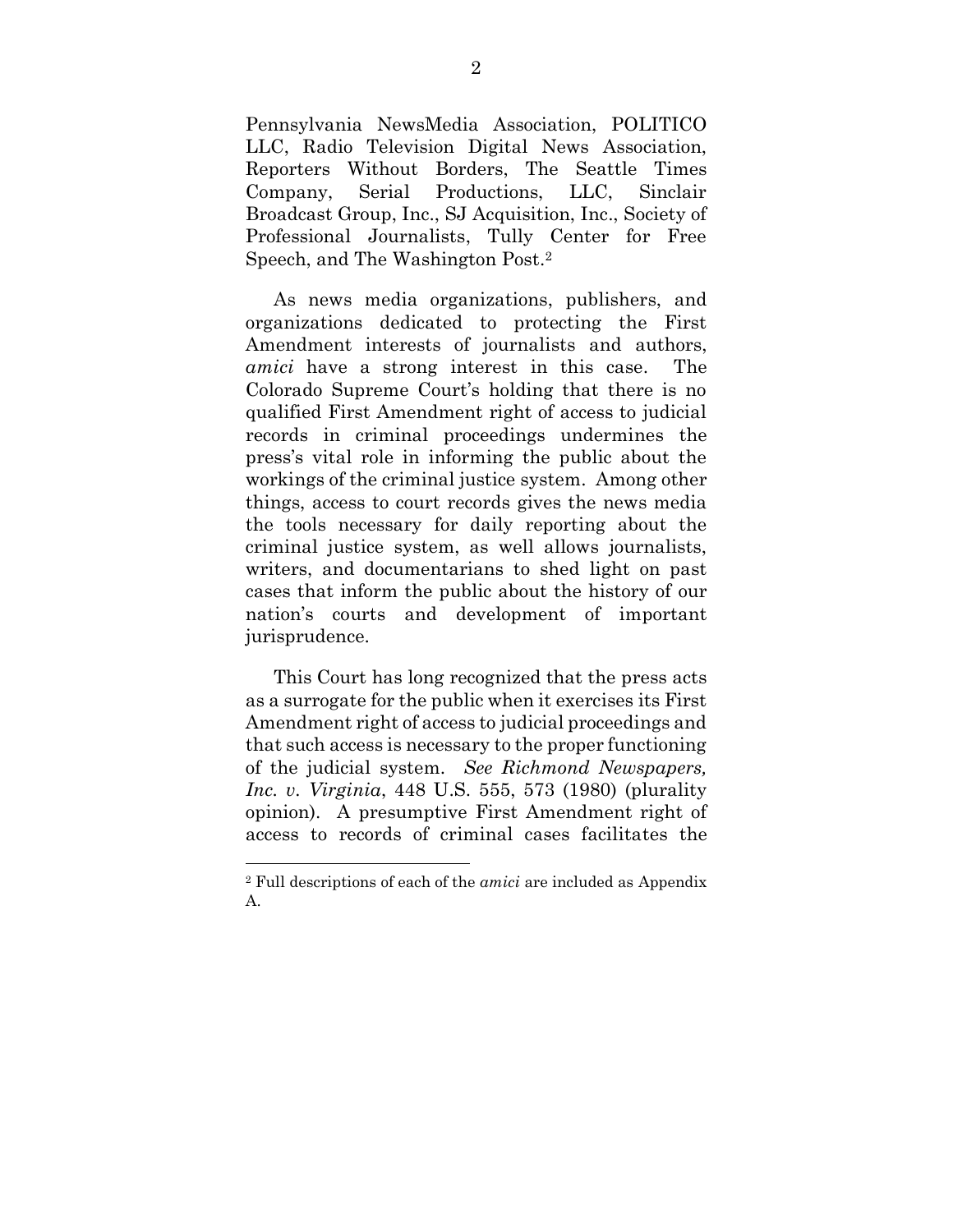Pennsylvania NewsMedia Association, POLITICO LLC, Radio Television Digital News Association, Reporters Without Borders, The Seattle Times Company, Serial Productions, LLC, Sinclair Broadcast Group, Inc., SJ Acquisition, Inc., Society of Professional Journalists, Tully Center for Free Speech, and The Washington Post.[2]

As news media organizations, publishers, and organizations dedicated to protecting the First Amendment interests of journalists and authors, *amici* have a strong interest in this case. The Colorado Supreme Court's holding that there is no qualified First Amendment right of access to judicial records in criminal proceedings undermines the press's vital role in informing the public about the workings of the criminal justice system. Among other things, access to court records gives the news media the tools necessary for daily reporting about the criminal justice system, as well allows journalists, writers, and documentarians to shed light on past cases that inform the public about the history of our nation's courts and development of important jurisprudence.

This Court has long recognized that the press acts as a surrogate for the public when it exercises its First Amendment right of access to judicial proceedings and that such access is necessary to the proper functioning of the judicial system. *See Richmond Newspapers, Inc. v. Virginia*, 448 U.S. 555, 573 (1980) (plurality opinion). A presumptive First Amendment right of access to records of criminal cases facilitates the

---

[2] Full descriptions of each of the *amici* are included as Appendix A.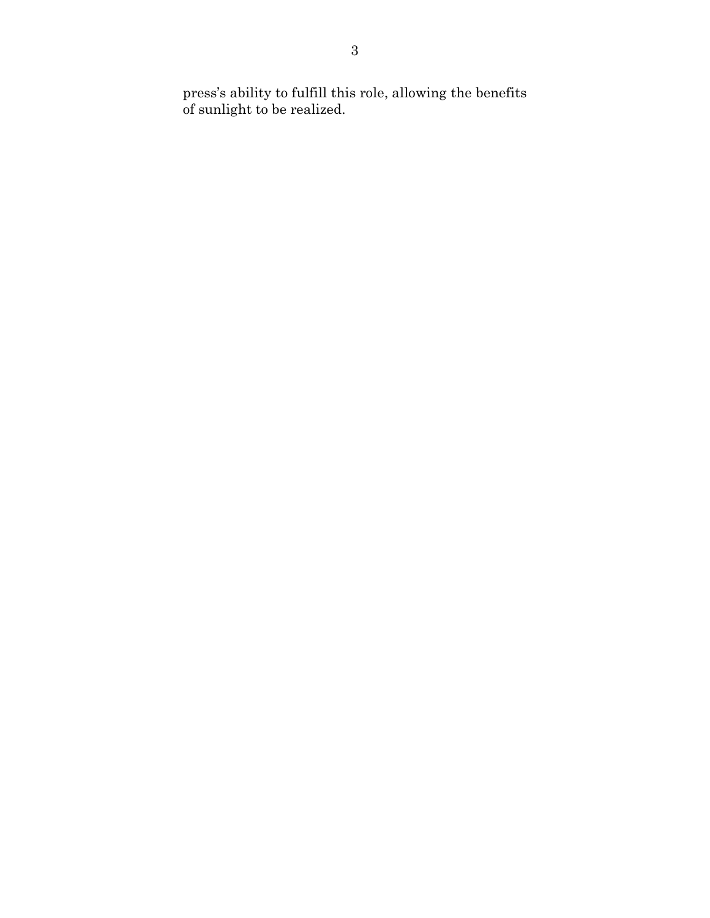press's ability to fulfill this role, allowing the benefits of sunlight to be realized.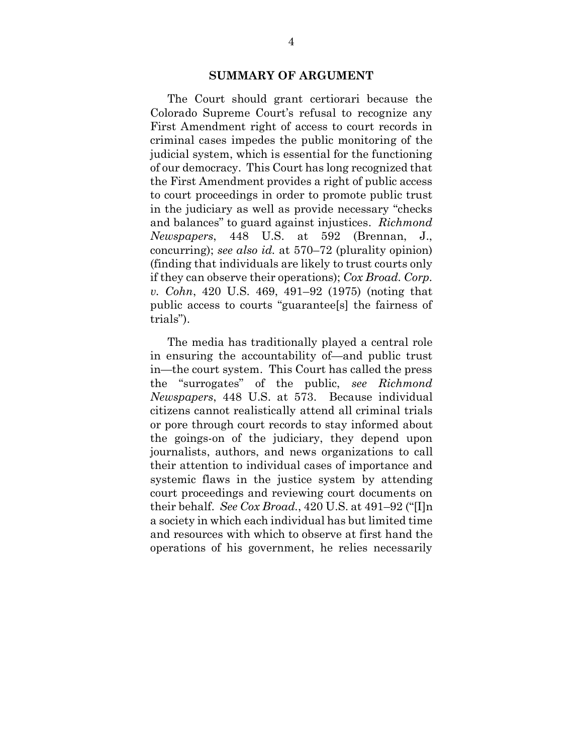## SUMMARY OF ARGUMENT

The Court should grant certiorari because the Colorado Supreme Court's refusal to recognize any First Amendment right of access to court records in criminal cases impedes the public monitoring of the judicial system, which is essential for the functioning of our democracy. This Court has long recognized that the First Amendment provides a right of public access to court proceedings in order to promote public trust in the judiciary as well as provide necessary "checks and balances" to guard against injustices. *Richmond Newspapers*, 448 U.S. at 592 (Brennan, J., concurring); *see also id.* at 570–72 (plurality opinion) (finding that individuals are likely to trust courts only if they can observe their operations); *Cox Broad. Corp. v. Cohn*, 420 U.S. 469, 491–92 (1975) (noting that public access to courts "guarantee[s] the fairness of trials").

The media has traditionally played a central role in ensuring the accountability of—and public trust in—the court system. This Court has called the press the "surrogates" of the public, *see Richmond Newspapers*, 448 U.S. at 573. Because individual citizens cannot realistically attend all criminal trials or pore through court records to stay informed about the goings-on of the judiciary, they depend upon journalists, authors, and news organizations to call their attention to individual cases of importance and systemic flaws in the justice system by attending court proceedings and reviewing court documents on their behalf. *See Cox Broad.*, 420 U.S. at 491–92 ("[I]n a society in which each individual has but limited time and resources with which to observe at first hand the operations of his government, he relies necessarily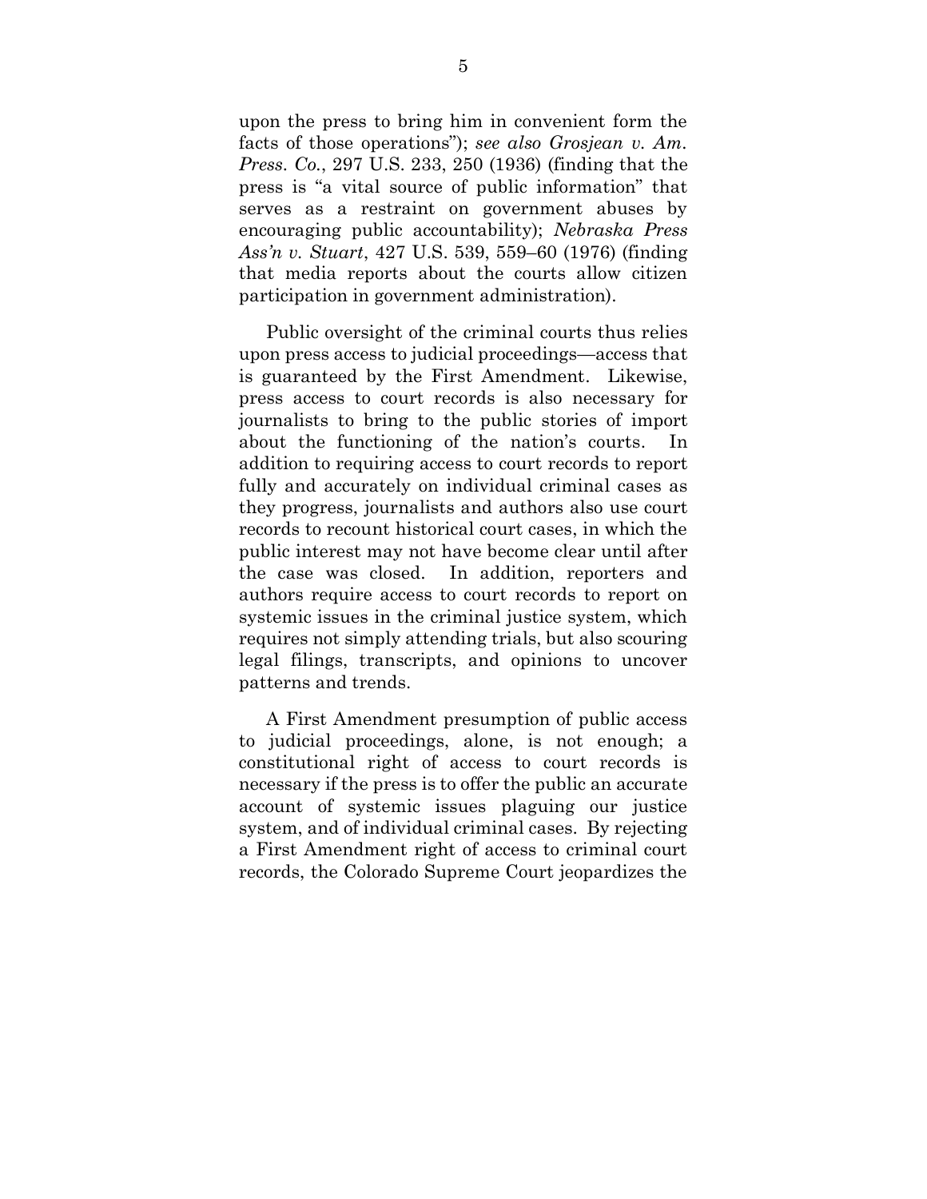upon the press to bring him in convenient form the facts of those operations"); *see also Grosjean v. Am. Press. Co.*, 297 U.S. 233, 250 (1936) (finding that the press is "a vital source of public information" that serves as a restraint on government abuses by encouraging public accountability); *Nebraska Press Ass'n v. Stuart*, 427 U.S. 539, 559–60 (1976) (finding that media reports about the courts allow citizen participation in government administration).

Public oversight of the criminal courts thus relies upon press access to judicial proceedings—access that is guaranteed by the First Amendment. Likewise, press access to court records is also necessary for journalists to bring to the public stories of import about the functioning of the nation's courts. In addition to requiring access to court records to report fully and accurately on individual criminal cases as they progress, journalists and authors also use court records to recount historical court cases, in which the public interest may not have become clear until after the case was closed. In addition, reporters and authors require access to court records to report on systemic issues in the criminal justice system, which requires not simply attending trials, but also scouring legal filings, transcripts, and opinions to uncover patterns and trends.

A First Amendment presumption of public access to judicial proceedings, alone, is not enough; a constitutional right of access to court records is necessary if the press is to offer the public an accurate account of systemic issues plaguing our justice system, and of individual criminal cases. By rejecting a First Amendment right of access to criminal court records, the Colorado Supreme Court jeopardizes the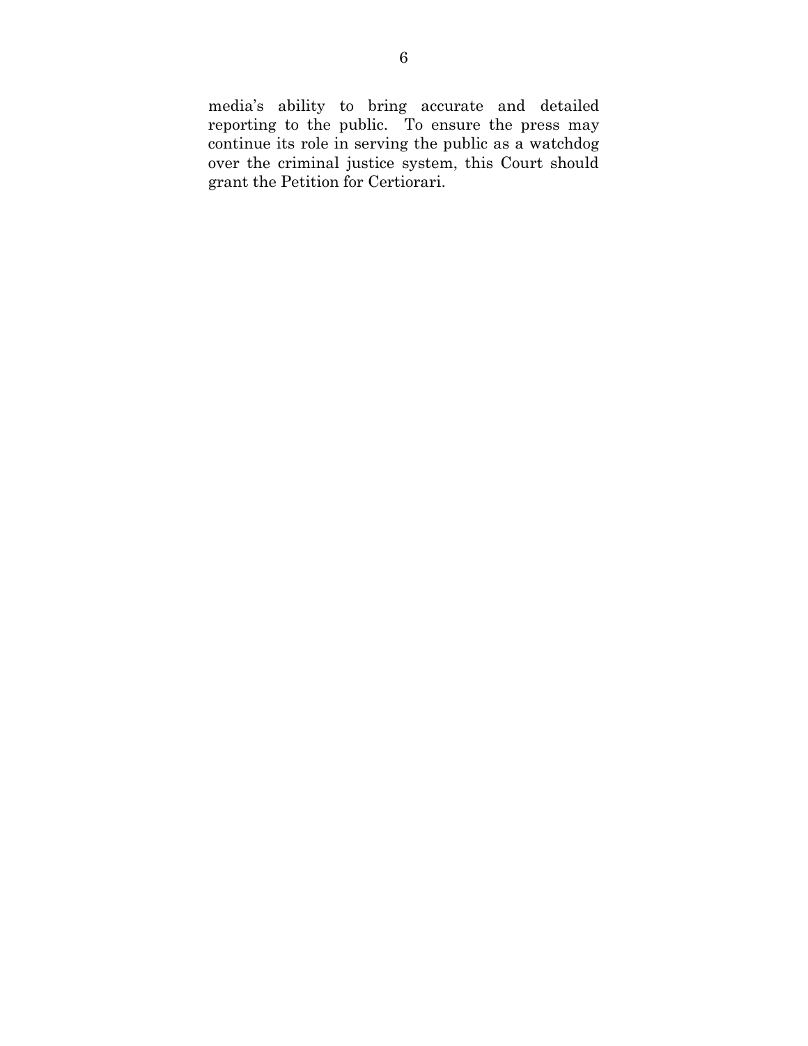media's ability to bring accurate and detailed reporting to the public. To ensure the press may continue its role in serving the public as a watchdog over the criminal justice system, this Court should grant the Petition for Certiorari.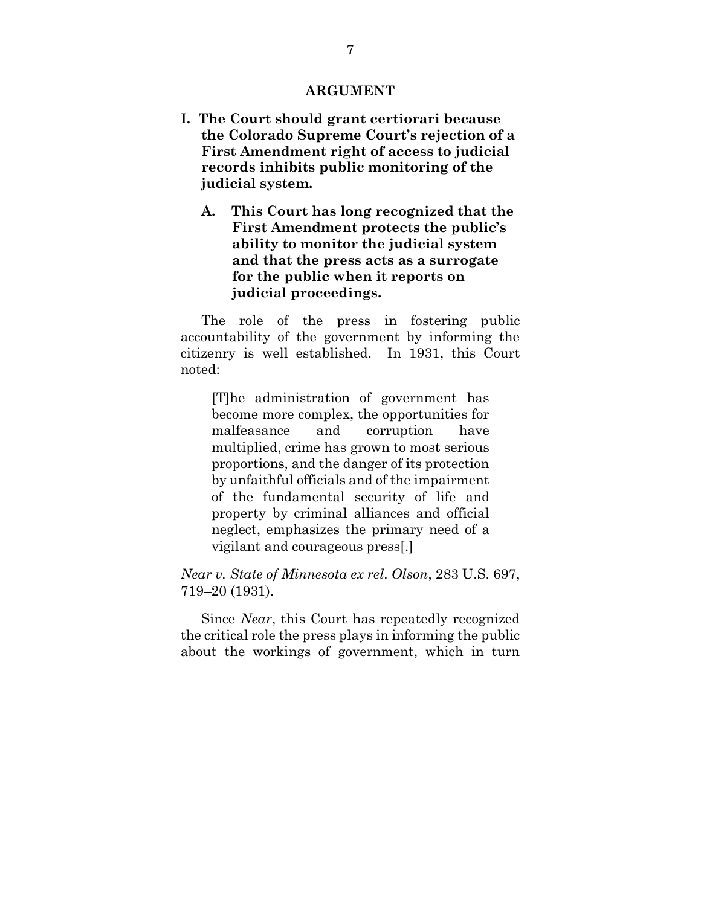## ARGUMENT

### I. The Court should grant certiorari because the Colorado Supreme Court's rejection of a First Amendment right of access to judicial records inhibits public monitoring of the judicial system.

#### A. This Court has long recognized that the First Amendment protects the public's ability to monitor the judicial system and that the press acts as a surrogate for the public when it reports on judicial proceedings.

The role of the press in fostering public accountability of the government by informing the citizenry is well established. In 1931, this Court noted:

> [T]he administration of government has become more complex, the opportunities for malfeasance and corruption have multiplied, crime has grown to most serious proportions, and the danger of its protection by unfaithful officials and of the impairment of the fundamental security of life and property by criminal alliances and official neglect, emphasizes the primary need of a vigilant and courageous press[.]

*Near v. State of Minnesota ex rel. Olson*, 283 U.S. 697, 719–20 (1931).

Since *Near*, this Court has repeatedly recognized the critical role the press plays in informing the public about the workings of government, which in turn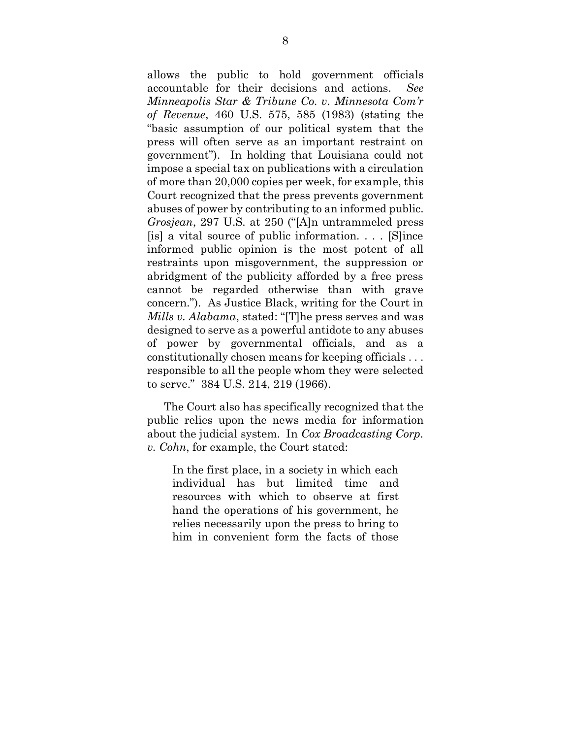allows the public to hold government officials accountable for their decisions and actions. *See Minneapolis Star & Tribune Co. v. Minnesota Com'r of Revenue*, 460 U.S. 575, 585 (1983) (stating the "basic assumption of our political system that the press will often serve as an important restraint on government"). In holding that Louisiana could not impose a special tax on publications with a circulation of more than 20,000 copies per week, for example, this Court recognized that the press prevents government abuses of power by contributing to an informed public. *Grosjean*, 297 U.S. at 250 ("[A]n untrammeled press [is] a vital source of public information. . . . [S]ince informed public opinion is the most potent of all restraints upon misgovernment, the suppression or abridgment of the publicity afforded by a free press cannot be regarded otherwise than with grave concern."). As Justice Black, writing for the Court in *Mills v. Alabama*, stated: "[T]he press serves and was designed to serve as a powerful antidote to any abuses of power by governmental officials, and as a constitutionally chosen means for keeping officials . . . responsible to all the people whom they were selected to serve." 384 U.S. 214, 219 (1966).

The Court also has specifically recognized that the public relies upon the news media for information about the judicial system. In *Cox Broadcasting Corp. v. Cohn*, for example, the Court stated:

> In the first place, in a society in which each individual has but limited time and resources with which to observe at first hand the operations of his government, he relies necessarily upon the press to bring to him in convenient form the facts of those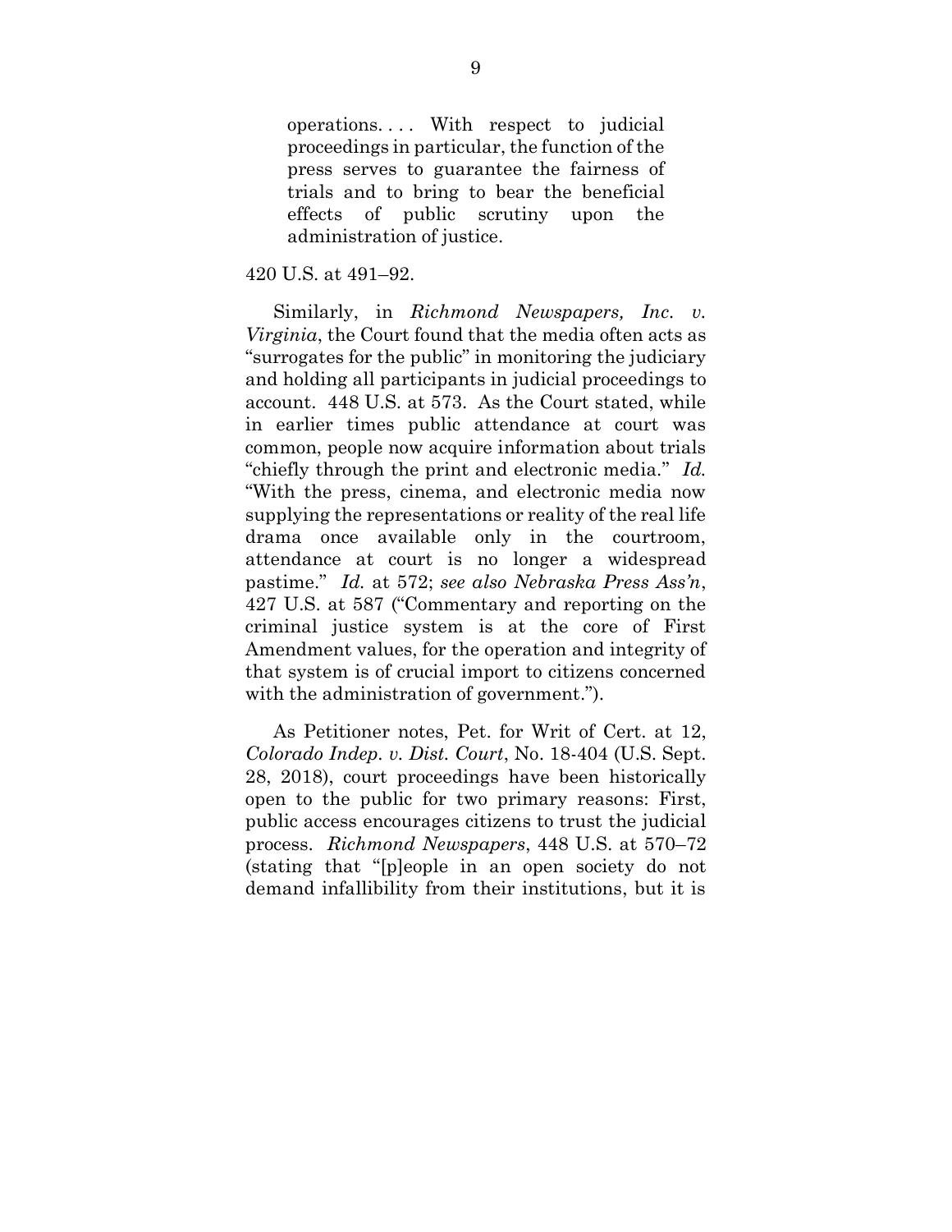> operations. . . . With respect to judicial proceedings in particular, the function of the press serves to guarantee the fairness of trials and to bring to bear the beneficial effects of public scrutiny upon the administration of justice.

420 U.S. at 491–92.

Similarly, in *Richmond Newspapers, Inc. v. Virginia*, the Court found that the media often acts as "surrogates for the public" in monitoring the judiciary and holding all participants in judicial proceedings to account. 448 U.S. at 573. As the Court stated, while in earlier times public attendance at court was common, people now acquire information about trials "chiefly through the print and electronic media." *Id.* "With the press, cinema, and electronic media now supplying the representations or reality of the real life drama once available only in the courtroom, attendance at court is no longer a widespread pastime." *Id.* at 572; *see also Nebraska Press Ass'n*, 427 U.S. at 587 ("Commentary and reporting on the criminal justice system is at the core of First Amendment values, for the operation and integrity of that system is of crucial import to citizens concerned with the administration of government.").

As Petitioner notes, Pet. for Writ of Cert. at 12, *Colorado Indep. v. Dist. Court*, No. 18-404 (U.S. Sept. 28, 2018), court proceedings have been historically open to the public for two primary reasons: First, public access encourages citizens to trust the judicial process. *Richmond Newspapers*, 448 U.S. at 570–72 (stating that "[p]eople in an open society do not demand infallibility from their institutions, but it is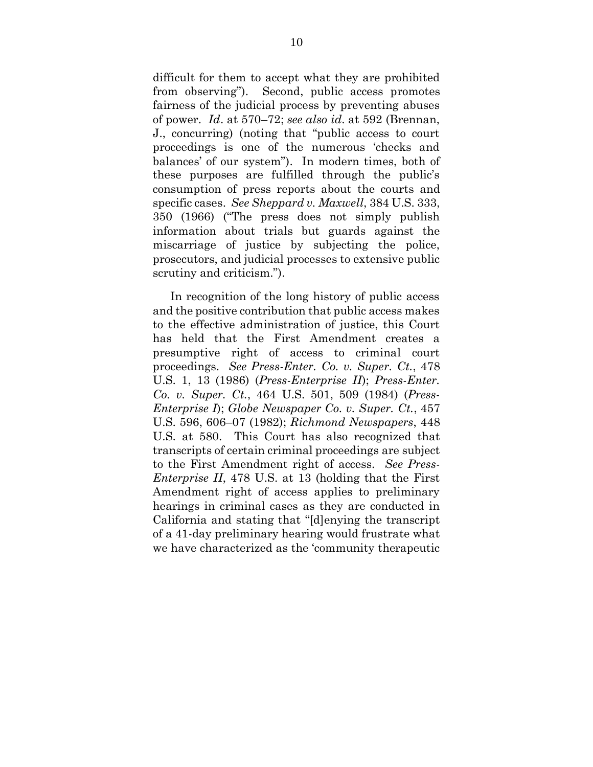difficult for them to accept what they are prohibited from observing"). Second, public access promotes fairness of the judicial process by preventing abuses of power. *Id*. at 570–72; *see also id*. at 592 (Brennan, J., concurring) (noting that "public access to court proceedings is one of the numerous 'checks and balances' of our system"). In modern times, both of these purposes are fulfilled through the public's consumption of press reports about the courts and specific cases. *See Sheppard v. Maxwell*, 384 U.S. 333, 350 (1966) ("The press does not simply publish information about trials but guards against the miscarriage of justice by subjecting the police, prosecutors, and judicial processes to extensive public scrutiny and criticism.").

In recognition of the long history of public access and the positive contribution that public access makes to the effective administration of justice, this Court has held that the First Amendment creates a presumptive right of access to criminal court proceedings. *See Press-Enter. Co. v. Super. Ct.*, 478 U.S. 1, 13 (1986) (*Press-Enterprise II*); *Press-Enter. Co. v. Super. Ct.*, 464 U.S. 501, 509 (1984) (*Press-Enterprise I*); *Globe Newspaper Co. v. Super. Ct.*, 457 U.S. 596, 606–07 (1982); *Richmond Newspapers*, 448 U.S. at 580. This Court has also recognized that transcripts of certain criminal proceedings are subject to the First Amendment right of access. *See Press-Enterprise II*, 478 U.S. at 13 (holding that the First Amendment right of access applies to preliminary hearings in criminal cases as they are conducted in California and stating that "[d]enying the transcript of a 41-day preliminary hearing would frustrate what we have characterized as the 'community therapeutic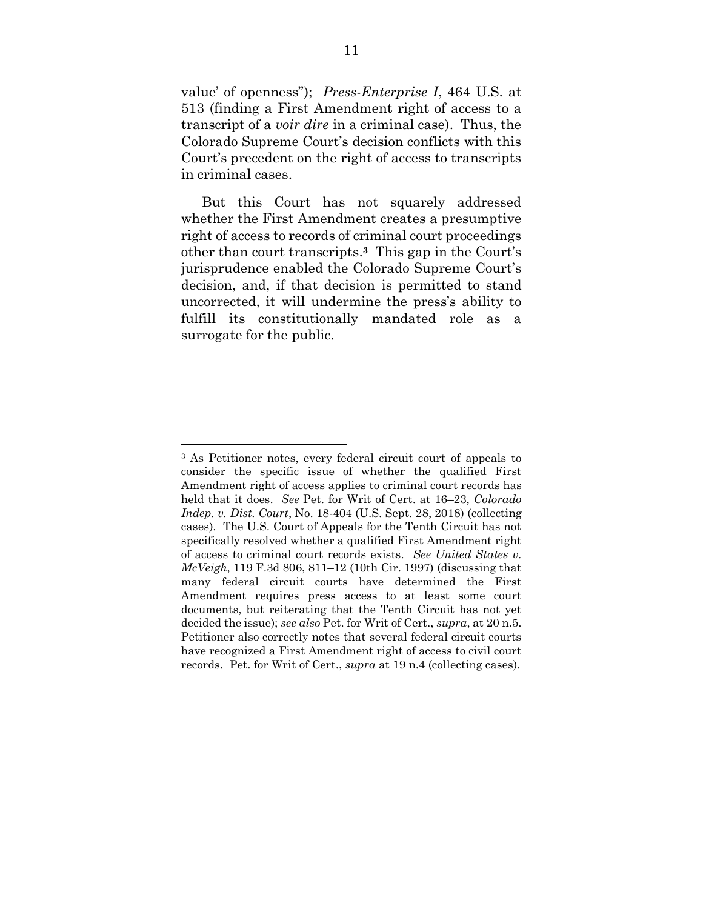value' of openness"); *Press-Enterprise I*, 464 U.S. at 513 (finding a First Amendment right of access to a transcript of a *voir dire* in a criminal case). Thus, the Colorado Supreme Court's decision conflicts with this Court's precedent on the right of access to transcripts in criminal cases.

But this Court has not squarely addressed whether the First Amendment creates a presumptive right of access to records of criminal court proceedings other than court transcripts.[3] This gap in the Court's jurisprudence enabled the Colorado Supreme Court's decision, and, if that decision is permitted to stand uncorrected, it will undermine the press's ability to fulfill its constitutionally mandated role as a surrogate for the public.

---

[3] As Petitioner notes, every federal circuit court of appeals to consider the specific issue of whether the qualified First Amendment right of access applies to criminal court records has held that it does. *See* Pet. for Writ of Cert. at 16–23, *Colorado Indep. v. Dist. Court*, No. 18-404 (U.S. Sept. 28, 2018) (collecting cases). The U.S. Court of Appeals for the Tenth Circuit has not specifically resolved whether a qualified First Amendment right of access to criminal court records exists. *See United States v. McVeigh*, 119 F.3d 806, 811–12 (10th Cir. 1997) (discussing that many federal circuit courts have determined the First Amendment requires press access to at least some court documents, but reiterating that the Tenth Circuit has not yet decided the issue); *see also* Pet. for Writ of Cert., *supra*, at 20 n.5. Petitioner also correctly notes that several federal circuit courts have recognized a First Amendment right of access to civil court records. Pet. for Writ of Cert., *supra* at 19 n.4 (collecting cases).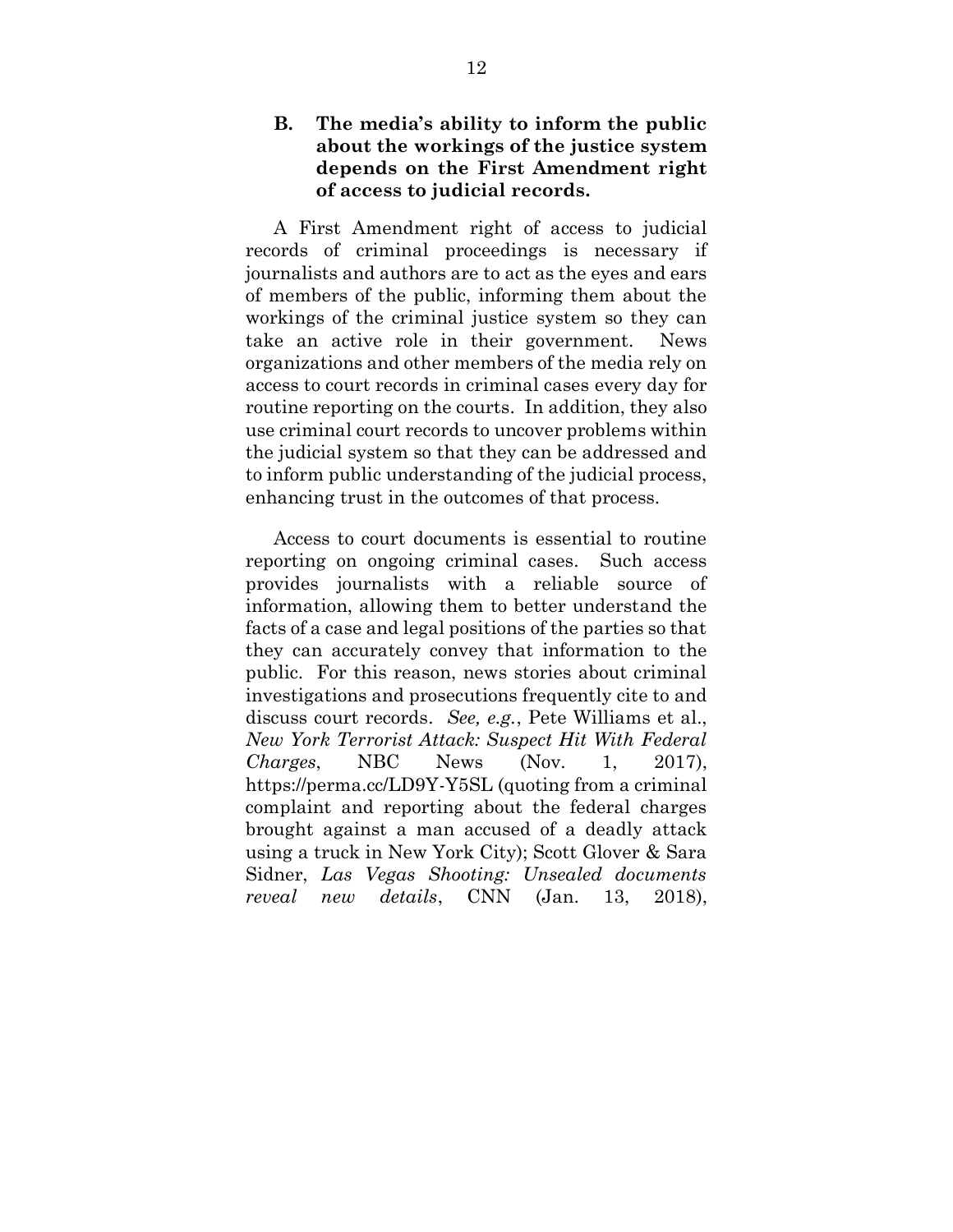### B. The media's ability to inform the public about the workings of the justice system depends on the First Amendment right of access to judicial records.

A First Amendment right of access to judicial records of criminal proceedings is necessary if journalists and authors are to act as the eyes and ears of members of the public, informing them about the workings of the criminal justice system so they can take an active role in their government. News organizations and other members of the media rely on access to court records in criminal cases every day for routine reporting on the courts. In addition, they also use criminal court records to uncover problems within the judicial system so that they can be addressed and to inform public understanding of the judicial process, enhancing trust in the outcomes of that process.

Access to court documents is essential to routine reporting on ongoing criminal cases. Such access provides journalists with a reliable source of information, allowing them to better understand the facts of a case and legal positions of the parties so that they can accurately convey that information to the public. For this reason, news stories about criminal investigations and prosecutions frequently cite to and discuss court records. *See, e.g.*, Pete Williams et al., *New York Terrorist Attack: Suspect Hit With Federal Charges*, NBC News (Nov. 1, 2017), https://perma.cc/LD9Y-Y5SL (quoting from a criminal complaint and reporting about the federal charges brought against a man accused of a deadly attack using a truck in New York City); Scott Glover & Sara Sidner, *Las Vegas Shooting: Unsealed documents reveal new details*, CNN (Jan. 13, 2018),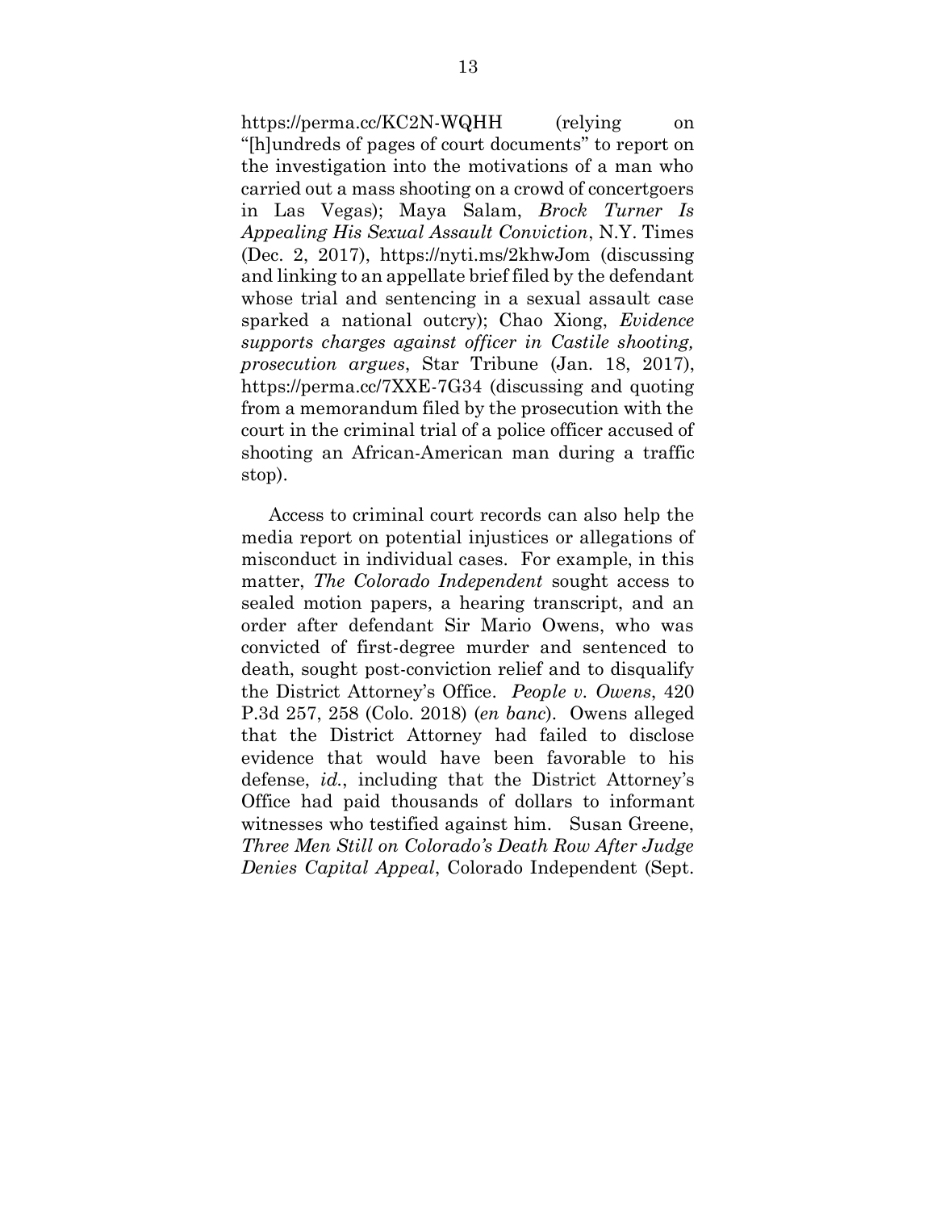https://perma.cc/KC2N-WQHH (relying on "[h]undreds of pages of court documents" to report on the investigation into the motivations of a man who carried out a mass shooting on a crowd of concertgoers in Las Vegas); Maya Salam, *Brock Turner Is Appealing His Sexual Assault Conviction*, N.Y. Times (Dec. 2, 2017), https://nyti.ms/2khwJom (discussing and linking to an appellate brief filed by the defendant whose trial and sentencing in a sexual assault case sparked a national outcry); Chao Xiong, *Evidence supports charges against officer in Castile shooting, prosecution argues*, Star Tribune (Jan. 18, 2017), https://perma.cc/7XXE-7G34 (discussing and quoting from a memorandum filed by the prosecution with the court in the criminal trial of a police officer accused of shooting an African-American man during a traffic stop).

Access to criminal court records can also help the media report on potential injustices or allegations of misconduct in individual cases. For example, in this matter, *The Colorado Independent* sought access to sealed motion papers, a hearing transcript, and an order after defendant Sir Mario Owens, who was convicted of first-degree murder and sentenced to death, sought post-conviction relief and to disqualify the District Attorney's Office. *People v. Owens*, 420 P.3d 257, 258 (Colo. 2018) (*en banc*). Owens alleged that the District Attorney had failed to disclose evidence that would have been favorable to his defense, *id.*, including that the District Attorney's Office had paid thousands of dollars to informant witnesses who testified against him. Susan Greene, *Three Men Still on Colorado's Death Row After Judge Denies Capital Appeal*, Colorado Independent (Sept.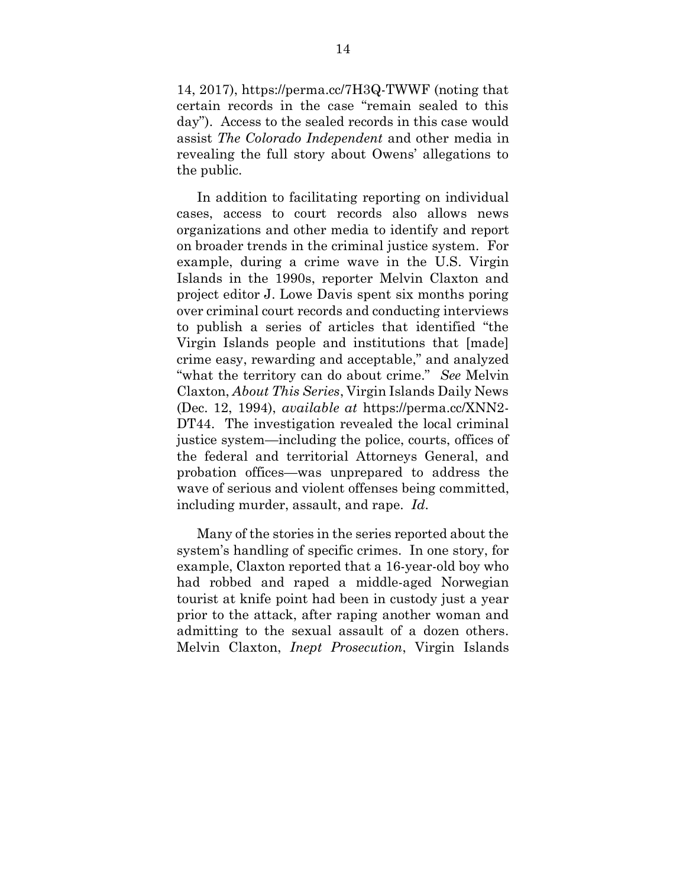14, 2017), https://perma.cc/7H3Q-TWWF (noting that certain records in the case "remain sealed to this day"). Access to the sealed records in this case would assist *The Colorado Independent* and other media in revealing the full story about Owens' allegations to the public.

In addition to facilitating reporting on individual cases, access to court records also allows news organizations and other media to identify and report on broader trends in the criminal justice system. For example, during a crime wave in the U.S. Virgin Islands in the 1990s, reporter Melvin Claxton and project editor J. Lowe Davis spent six months poring over criminal court records and conducting interviews to publish a series of articles that identified "the Virgin Islands people and institutions that [made] crime easy, rewarding and acceptable," and analyzed "what the territory can do about crime." *See* Melvin Claxton, *About This Series*, Virgin Islands Daily News (Dec. 12, 1994), *available at* https://perma.cc/XNN2-DT44. The investigation revealed the local criminal justice system—including the police, courts, offices of the federal and territorial Attorneys General, and probation offices—was unprepared to address the wave of serious and violent offenses being committed, including murder, assault, and rape. *Id.*

Many of the stories in the series reported about the system's handling of specific crimes. In one story, for example, Claxton reported that a 16-year-old boy who had robbed and raped a middle-aged Norwegian tourist at knife point had been in custody just a year prior to the attack, after raping another woman and admitting to the sexual assault of a dozen others. Melvin Claxton, *Inept Prosecution*, Virgin Islands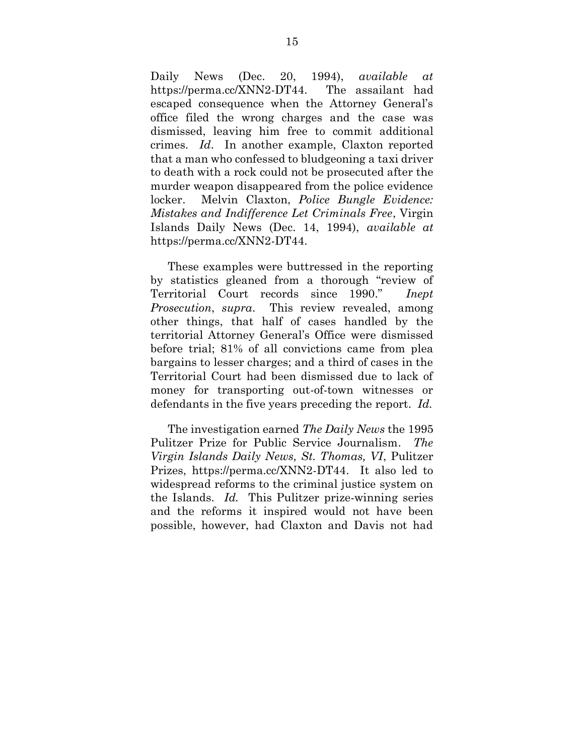Daily News (Dec. 20, 1994), *available at* https://perma.cc/XNN2-DT44. The assailant had escaped consequence when the Attorney General's office filed the wrong charges and the case was dismissed, leaving him free to commit additional crimes. *Id*. In another example, Claxton reported that a man who confessed to bludgeoning a taxi driver to death with a rock could not be prosecuted after the murder weapon disappeared from the police evidence locker. Melvin Claxton, *Police Bungle Evidence: Mistakes and Indifference Let Criminals Free*, Virgin Islands Daily News (Dec. 14, 1994), *available at* https://perma.cc/XNN2-DT44.

These examples were buttressed in the reporting by statistics gleaned from a thorough "review of Territorial Court records since 1990." *Inept Prosecution*, *supra*. This review revealed, among other things, that half of cases handled by the territorial Attorney General's Office were dismissed before trial; 81% of all convictions came from plea bargains to lesser charges; and a third of cases in the Territorial Court had been dismissed due to lack of money for transporting out-of-town witnesses or defendants in the five years preceding the report. *Id.*

The investigation earned *The Daily News* the 1995 Pulitzer Prize for Public Service Journalism. *The Virgin Islands Daily News, St. Thomas, VI*, Pulitzer Prizes, https://perma.cc/XNN2-DT44. It also led to widespread reforms to the criminal justice system on the Islands. *Id.* This Pulitzer prize-winning series and the reforms it inspired would not have been possible, however, had Claxton and Davis not had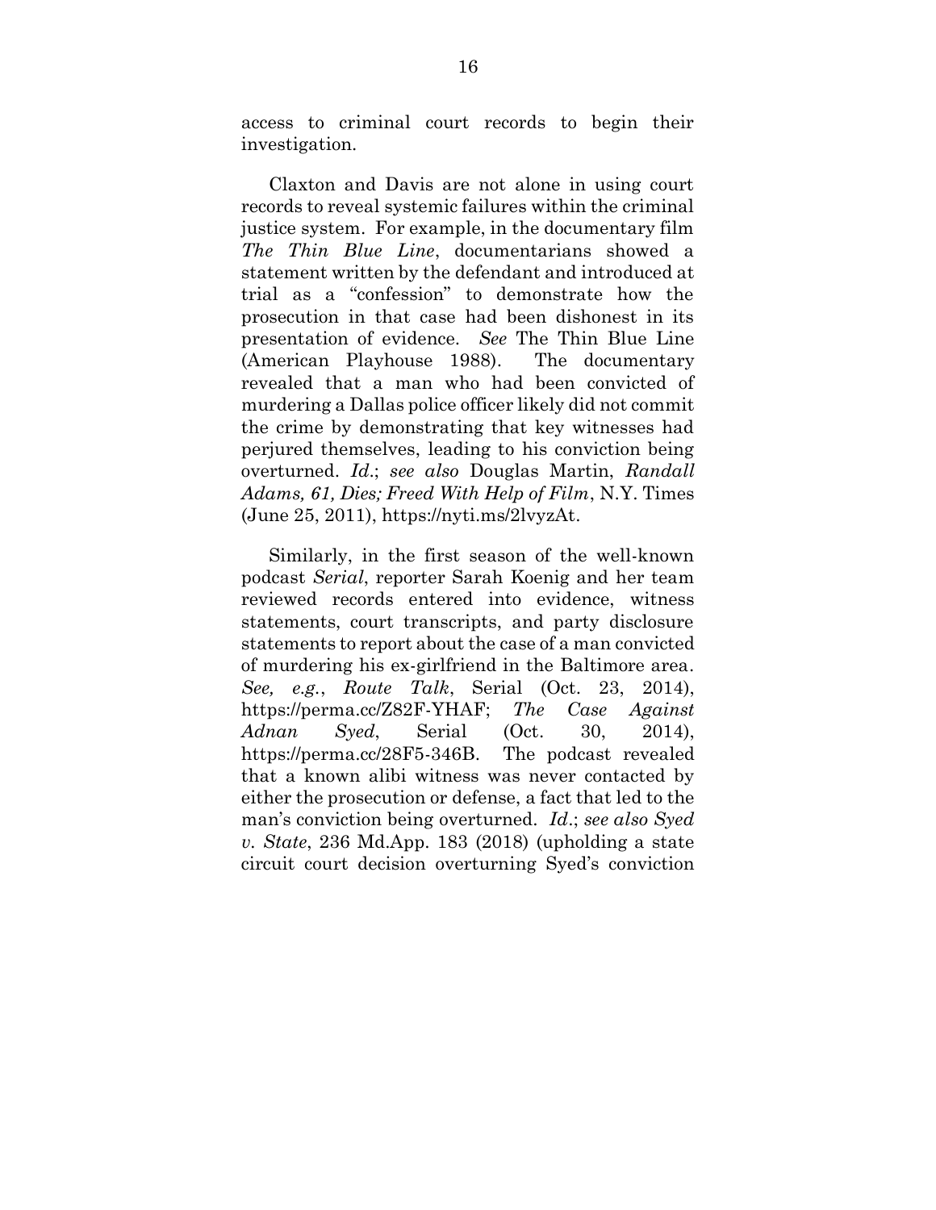access to criminal court records to begin their investigation.

Claxton and Davis are not alone in using court records to reveal systemic failures within the criminal justice system. For example, in the documentary film *The Thin Blue Line*, documentarians showed a statement written by the defendant and introduced at trial as a "confession" to demonstrate how the prosecution in that case had been dishonest in its presentation of evidence. *See* The Thin Blue Line (American Playhouse 1988). The documentary revealed that a man who had been convicted of murdering a Dallas police officer likely did not commit the crime by demonstrating that key witnesses had perjured themselves, leading to his conviction being overturned. *Id.*; *see also* Douglas Martin, *Randall Adams, 61, Dies; Freed With Help of Film*, N.Y. Times (June 25, 2011), https://nyti.ms/2lvyzAt.

Similarly, in the first season of the well-known podcast *Serial*, reporter Sarah Koenig and her team reviewed records entered into evidence, witness statements, court transcripts, and party disclosure statements to report about the case of a man convicted of murdering his ex-girlfriend in the Baltimore area. *See, e.g.*, *Route Talk*, Serial (Oct. 23, 2014), https://perma.cc/Z82F-YHAF; *The Case Against Adnan Syed*, Serial (Oct. 30, 2014), https://perma.cc/28F5-346B. The podcast revealed that a known alibi witness was never contacted by either the prosecution or defense, a fact that led to the man's conviction being overturned. *Id.*; *see also Syed v. State*, 236 Md.App. 183 (2018) (upholding a state circuit court decision overturning Syed's conviction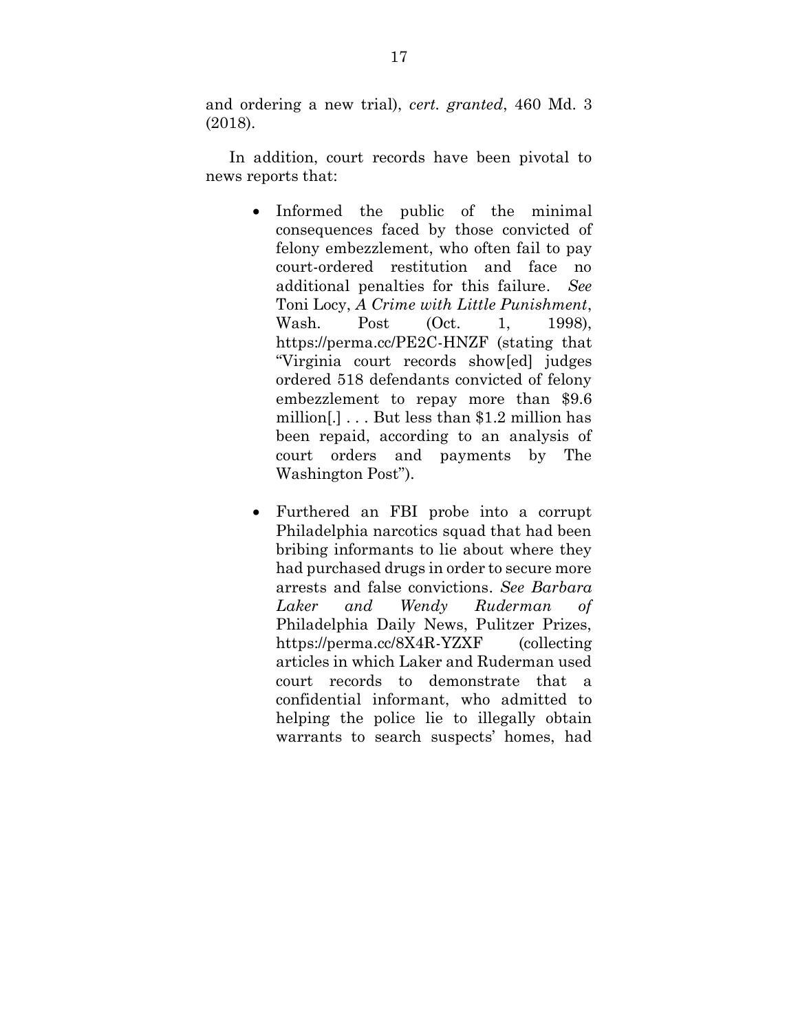and ordering a new trial), *cert. granted*, 460 Md. 3 (2018).

In addition, court records have been pivotal to news reports that:

- Informed the public of the minimal consequences faced by those convicted of felony embezzlement, who often fail to pay court-ordered restitution and face no additional penalties for this failure. *See* Toni Locy, *A Crime with Little Punishment*, Wash. Post (Oct. 1, 1998), https://perma.cc/PE2C-HNZF (stating that "Virginia court records show[ed] judges ordered 518 defendants convicted of felony embezzlement to repay more than $9.6 million[.] . . . But less than $1.2 million has been repaid, according to an analysis of court orders and payments by The Washington Post").

- Furthered an FBI probe into a corrupt Philadelphia narcotics squad that had been bribing informants to lie about where they had purchased drugs in order to secure more arrests and false convictions. *See Barbara Laker and Wendy Ruderman of* Philadelphia Daily News, Pulitzer Prizes, https://perma.cc/8X4R-YZXF (collecting articles in which Laker and Ruderman used court records to demonstrate that a confidential informant, who admitted to helping the police lie to illegally obtain warrants to search suspects' homes, had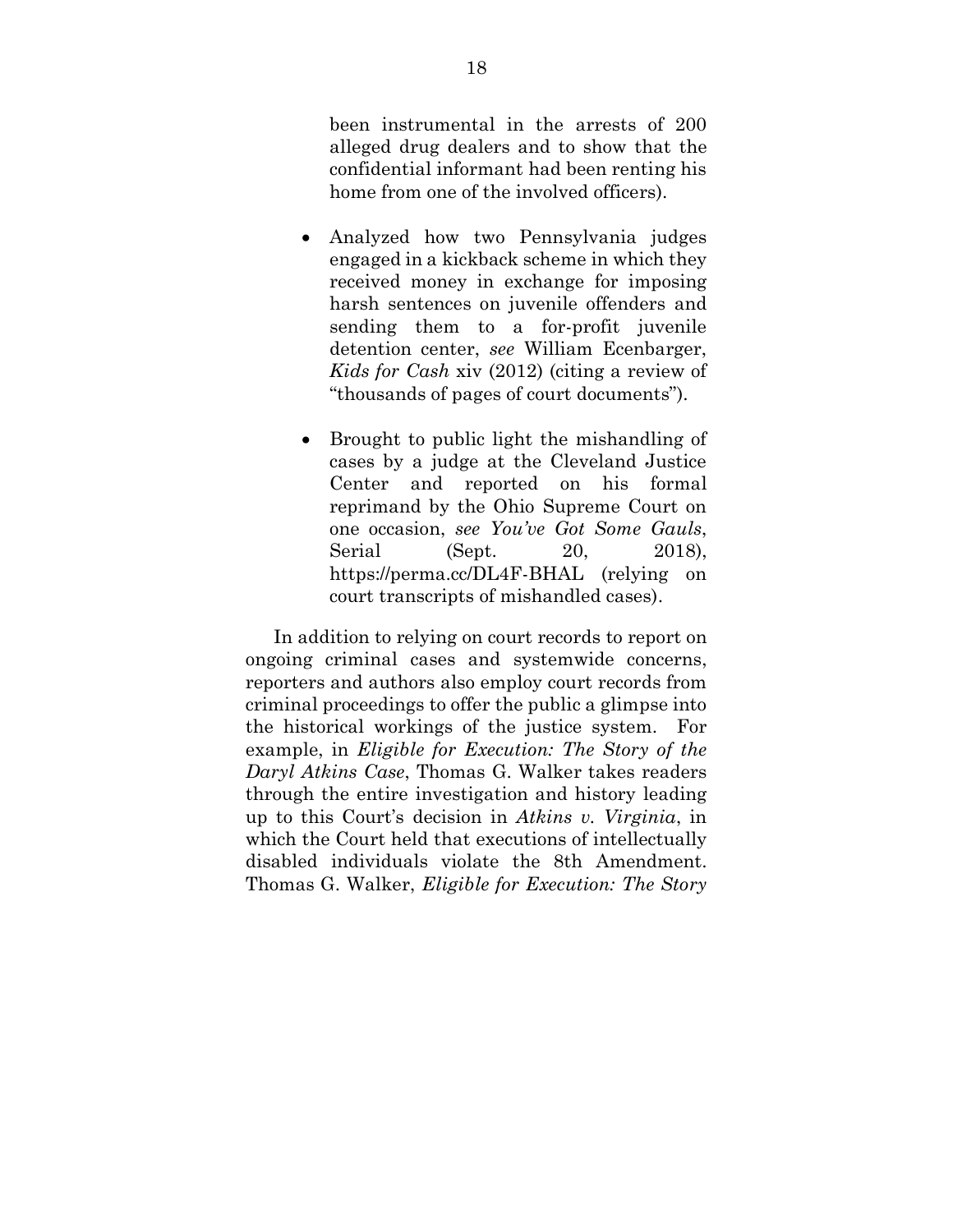been instrumental in the arrests of 200 alleged drug dealers and to show that the confidential informant had been renting his home from one of the involved officers).

- Analyzed how two Pennsylvania judges engaged in a kickback scheme in which they received money in exchange for imposing harsh sentences on juvenile offenders and sending them to a for-profit juvenile detention center, *see* William Ecenbarger, *Kids for Cash* xiv (2012) (citing a review of "thousands of pages of court documents").

- Brought to public light the mishandling of cases by a judge at the Cleveland Justice Center and reported on his formal reprimand by the Ohio Supreme Court on one occasion, *see You've Got Some Gauls*, Serial (Sept. 20, 2018), https://perma.cc/DL4F-BHAL (relying on court transcripts of mishandled cases).

In addition to relying on court records to report on ongoing criminal cases and systemwide concerns, reporters and authors also employ court records from criminal proceedings to offer the public a glimpse into the historical workings of the justice system. For example, in *Eligible for Execution: The Story of the Daryl Atkins Case*, Thomas G. Walker takes readers through the entire investigation and history leading up to this Court's decision in *Atkins v. Virginia*, in which the Court held that executions of intellectually disabled individuals violate the 8th Amendment. Thomas G. Walker, *Eligible for Execution: The Story*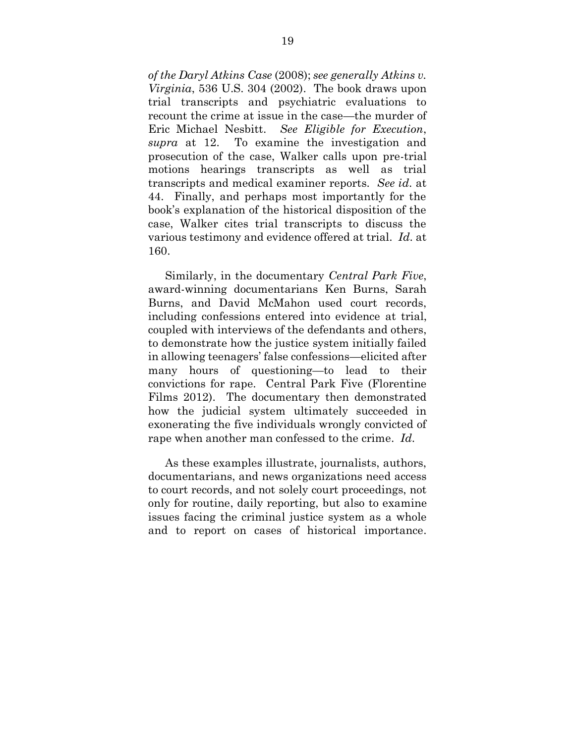*of the Daryl Atkins Case* (2008); *see generally Atkins v. Virginia*, 536 U.S. 304 (2002). The book draws upon trial transcripts and psychiatric evaluations to recount the crime at issue in the case—the murder of Eric Michael Nesbitt. *See Eligible for Execution*, *supra* at 12. To examine the investigation and prosecution of the case, Walker calls upon pre-trial motions hearings transcripts as well as trial transcripts and medical examiner reports. *See id*. at 44. Finally, and perhaps most importantly for the book's explanation of the historical disposition of the case, Walker cites trial transcripts to discuss the various testimony and evidence offered at trial. *Id*. at 160.

Similarly, in the documentary *Central Park Five*, award-winning documentarians Ken Burns, Sarah Burns, and David McMahon used court records, including confessions entered into evidence at trial, coupled with interviews of the defendants and others, to demonstrate how the justice system initially failed in allowing teenagers' false confessions—elicited after many hours of questioning—to lead to their convictions for rape. Central Park Five (Florentine Films 2012). The documentary then demonstrated how the judicial system ultimately succeeded in exonerating the five individuals wrongly convicted of rape when another man confessed to the crime. *Id*.

As these examples illustrate, journalists, authors, documentarians, and news organizations need access to court records, and not solely court proceedings, not only for routine, daily reporting, but also to examine issues facing the criminal justice system as a whole and to report on cases of historical importance.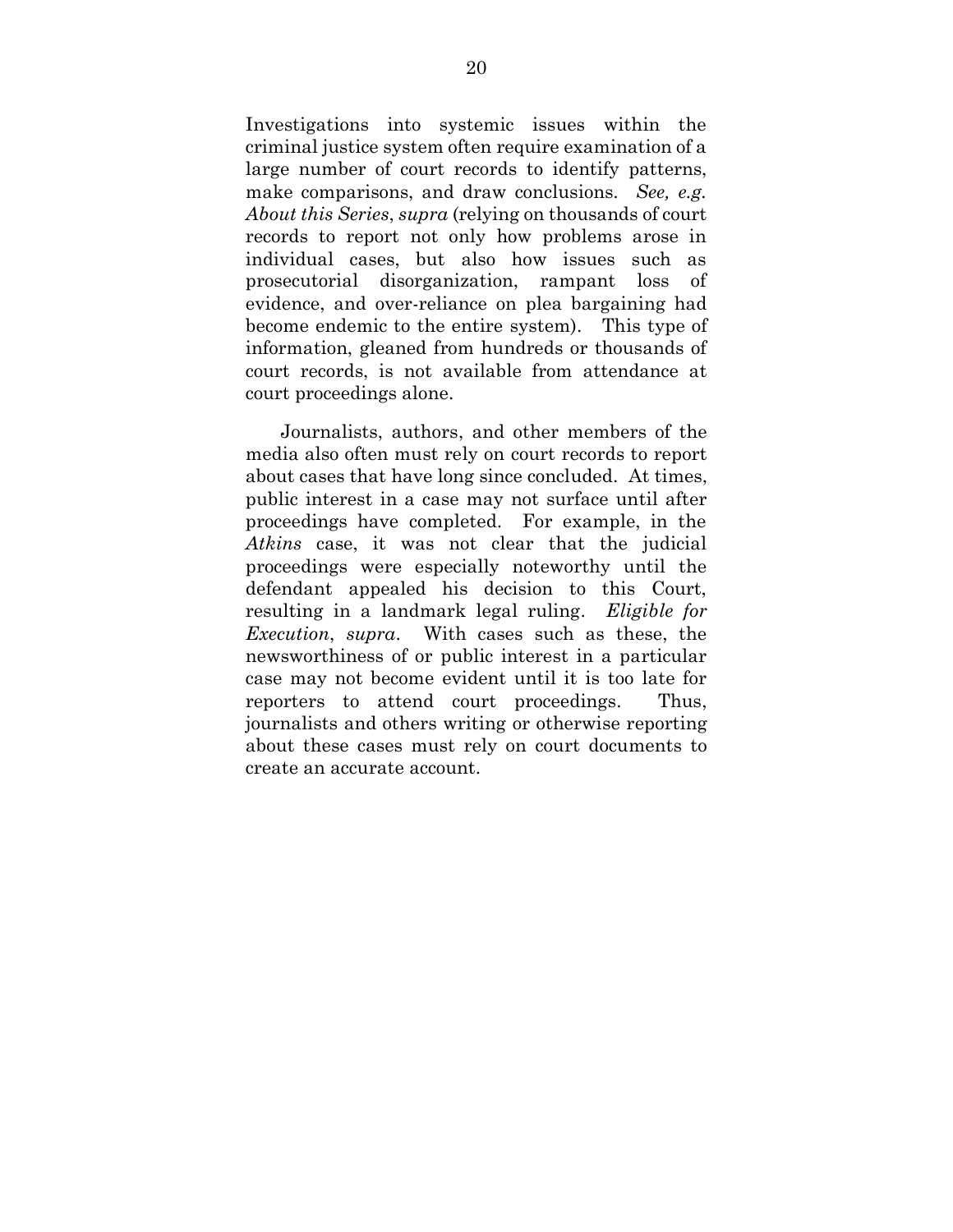Investigations into systemic issues within the criminal justice system often require examination of a large number of court records to identify patterns, make comparisons, and draw conclusions. *See, e.g. About this Series*, *supra* (relying on thousands of court records to report not only how problems arose in individual cases, but also how issues such as prosecutorial disorganization, rampant loss of evidence, and over-reliance on plea bargaining had become endemic to the entire system). This type of information, gleaned from hundreds or thousands of court records, is not available from attendance at court proceedings alone.

Journalists, authors, and other members of the media also often must rely on court records to report about cases that have long since concluded. At times, public interest in a case may not surface until after proceedings have completed. For example, in the *Atkins* case, it was not clear that the judicial proceedings were especially noteworthy until the defendant appealed his decision to this Court, resulting in a landmark legal ruling. *Eligible for Execution*, *supra*. With cases such as these, the newsworthiness of or public interest in a particular case may not become evident until it is too late for reporters to attend court proceedings. Thus, journalists and others writing or otherwise reporting about these cases must rely on court documents to create an accurate account.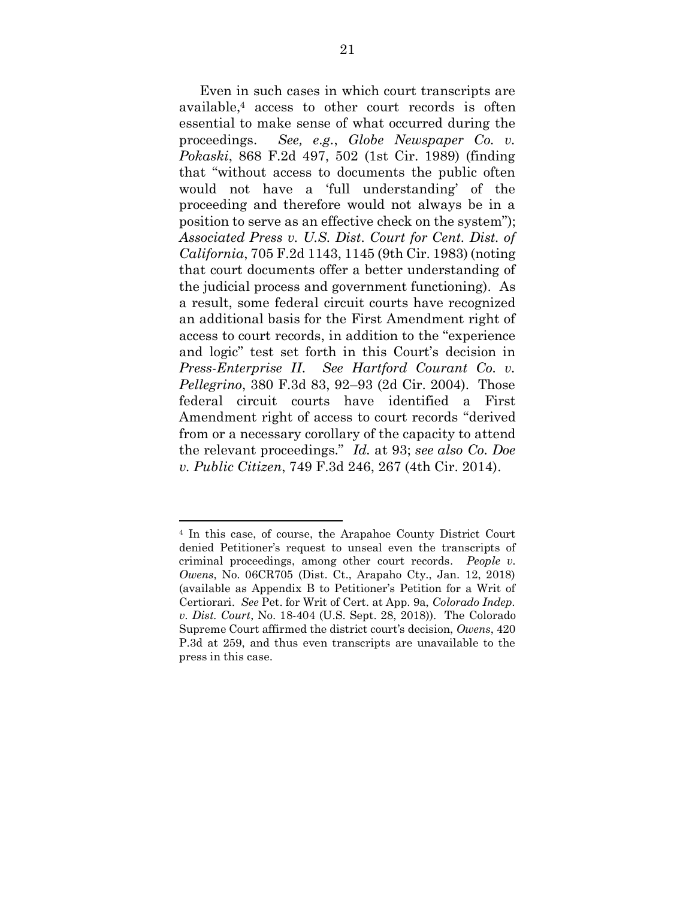Even in such cases in which court transcripts are available,[4] access to other court records is often essential to make sense of what occurred during the proceedings. *See, e.g.*, *Globe Newspaper Co. v. Pokaski*, 868 F.2d 497, 502 (1st Cir. 1989) (finding that "without access to documents the public often would not have a 'full understanding' of the proceeding and therefore would not always be in a position to serve as an effective check on the system"); *Associated Press v. U.S. Dist. Court for Cent. Dist. of California*, 705 F.2d 1143, 1145 (9th Cir. 1983) (noting that court documents offer a better understanding of the judicial process and government functioning). As a result, some federal circuit courts have recognized an additional basis for the First Amendment right of access to court records, in addition to the "experience and logic" test set forth in this Court's decision in *Press-Enterprise II*. *See Hartford Courant Co. v. Pellegrino*, 380 F.3d 83, 92–93 (2d Cir. 2004). Those federal circuit courts have identified a First Amendment right of access to court records "derived from or a necessary corollary of the capacity to attend the relevant proceedings." *Id.* at 93; *see also Co. Doe v. Public Citizen*, 749 F.3d 246, 267 (4th Cir. 2014).

---

[4] In this case, of course, the Arapahoe County District Court denied Petitioner's request to unseal even the transcripts of criminal proceedings, among other court records. *People v. Owens*, No. 06CR705 (Dist. Ct., Arapaho Cty., Jan. 12, 2018) (available as Appendix B to Petitioner's Petition for a Writ of Certiorari. *See* Pet. for Writ of Cert. at App. 9a, *Colorado Indep. v. Dist. Court*, No. 18-404 (U.S. Sept. 28, 2018)). The Colorado Supreme Court affirmed the district court's decision, *Owens*, 420 P.3d at 259, and thus even transcripts are unavailable to the press in this case.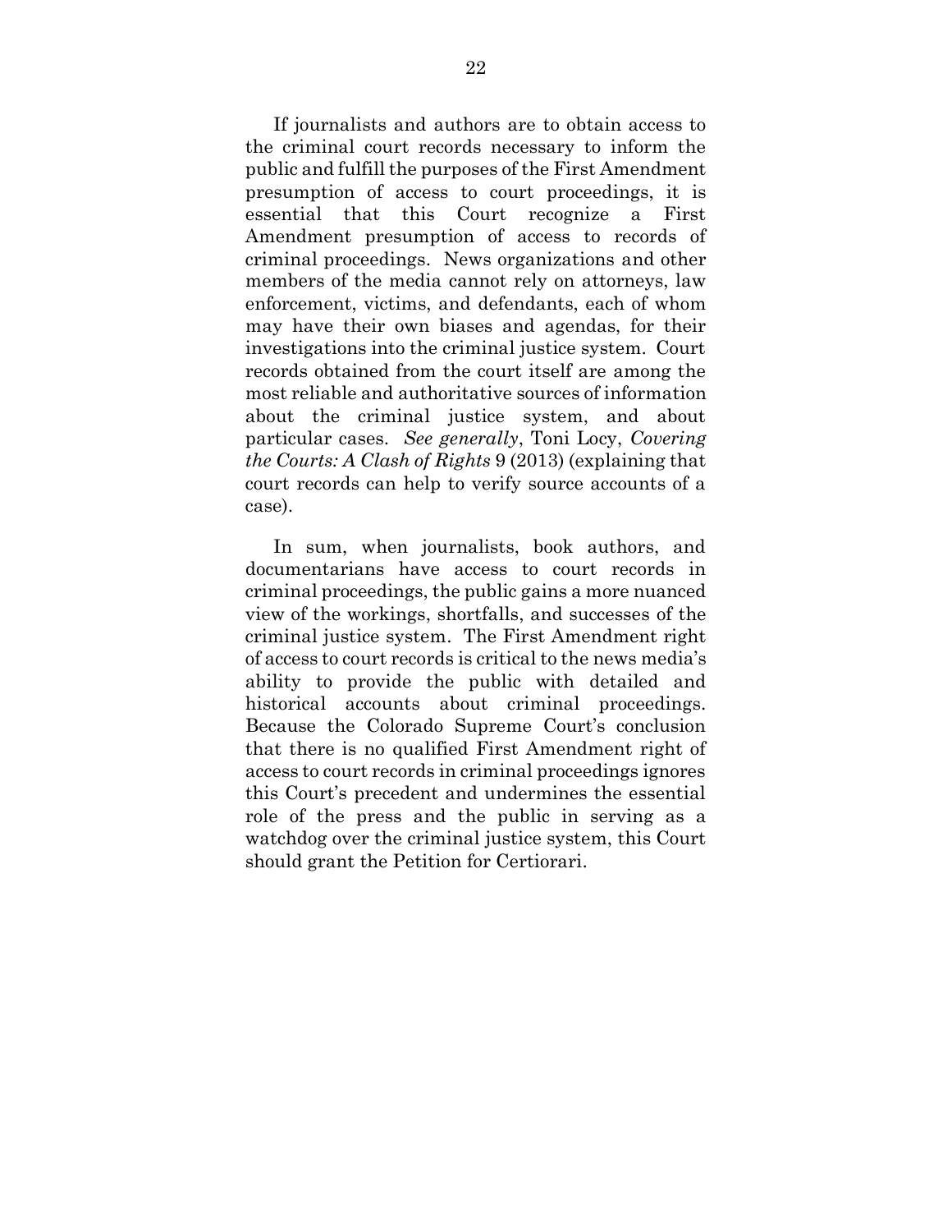If journalists and authors are to obtain access to the criminal court records necessary to inform the public and fulfill the purposes of the First Amendment presumption of access to court proceedings, it is essential that this Court recognize a First Amendment presumption of access to records of criminal proceedings. News organizations and other members of the media cannot rely on attorneys, law enforcement, victims, and defendants, each of whom may have their own biases and agendas, for their investigations into the criminal justice system. Court records obtained from the court itself are among the most reliable and authoritative sources of information about the criminal justice system, and about particular cases. *See generally*, Toni Locy, *Covering the Courts: A Clash of Rights* 9 (2013) (explaining that court records can help to verify source accounts of a case).

In sum, when journalists, book authors, and documentarians have access to court records in criminal proceedings, the public gains a more nuanced view of the workings, shortfalls, and successes of the criminal justice system. The First Amendment right of access to court records is critical to the news media's ability to provide the public with detailed and historical accounts about criminal proceedings. Because the Colorado Supreme Court's conclusion that there is no qualified First Amendment right of access to court records in criminal proceedings ignores this Court's precedent and undermines the essential role of the press and the public in serving as a watchdog over the criminal justice system, this Court should grant the Petition for Certiorari.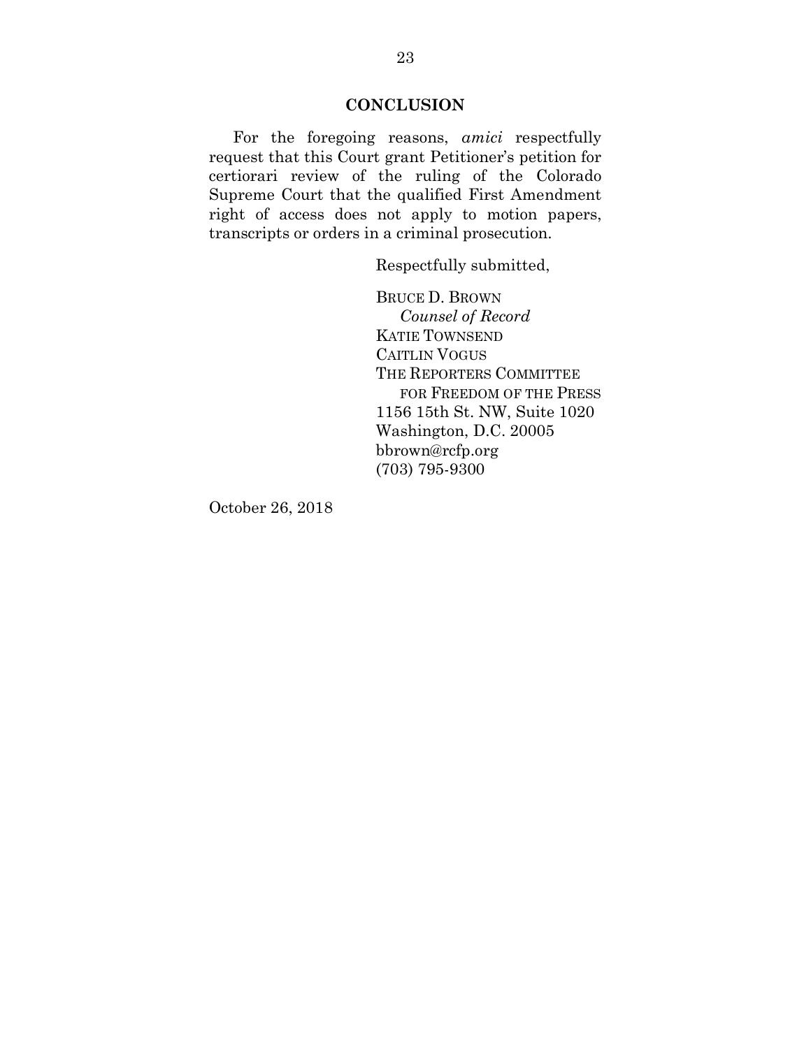## CONCLUSION

For the foregoing reasons, *amici* respectfully request that this Court grant Petitioner's petition for certiorari review of the ruling of the Colorado Supreme Court that the qualified First Amendment right of access does not apply to motion papers, transcripts or orders in a criminal prosecution.

Respectfully submitted,

BRUCE D. BROWN
*Counsel of Record*
KATIE TOWNSEND
CAITLIN VOGUS
THE REPORTERS COMMITTEE
FOR FREEDOM OF THE PRESS
1156 15th St. NW, Suite 1020
Washington, D.C. 20005
bbrown@rcfp.org
(703) 795-9300

October 26, 2018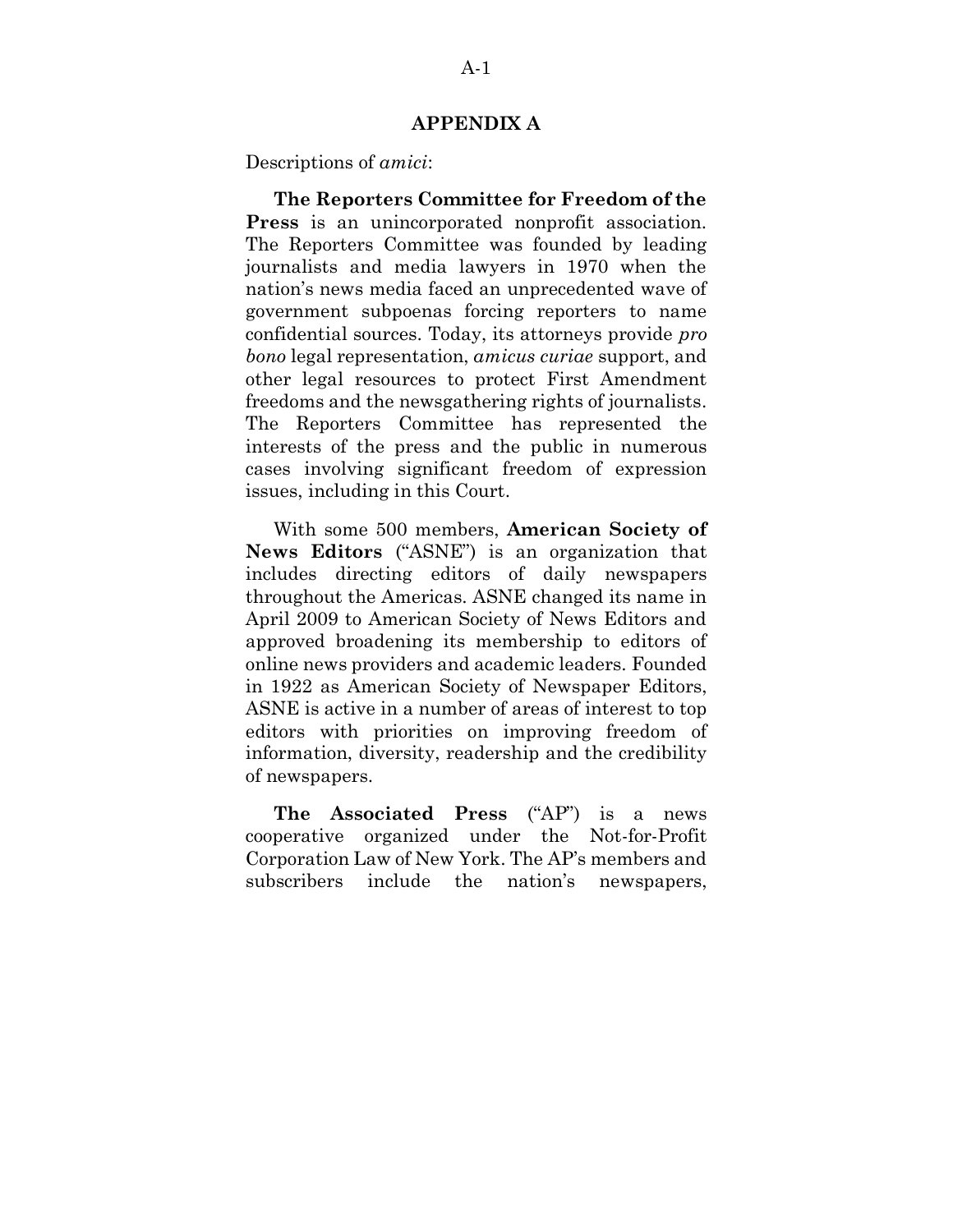## APPENDIX A

Descriptions of *amici*:

**The Reporters Committee for Freedom of the Press** is an unincorporated nonprofit association. The Reporters Committee was founded by leading journalists and media lawyers in 1970 when the nation's news media faced an unprecedented wave of government subpoenas forcing reporters to name confidential sources. Today, its attorneys provide *pro bono* legal representation, *amicus curiae* support, and other legal resources to protect First Amendment freedoms and the newsgathering rights of journalists. The Reporters Committee has represented the interests of the press and the public in numerous cases involving significant freedom of expression issues, including in this Court.

With some 500 members, **American Society of News Editors** ("ASNE") is an organization that includes directing editors of daily newspapers throughout the Americas. ASNE changed its name in April 2009 to American Society of News Editors and approved broadening its membership to editors of online news providers and academic leaders. Founded in 1922 as American Society of Newspaper Editors, ASNE is active in a number of areas of interest to top editors with priorities on improving freedom of information, diversity, readership and the credibility of newspapers.

**The Associated Press** ("AP") is a news cooperative organized under the Not-for-Profit Corporation Law of New York. The AP's members and subscribers include the nation's newspapers,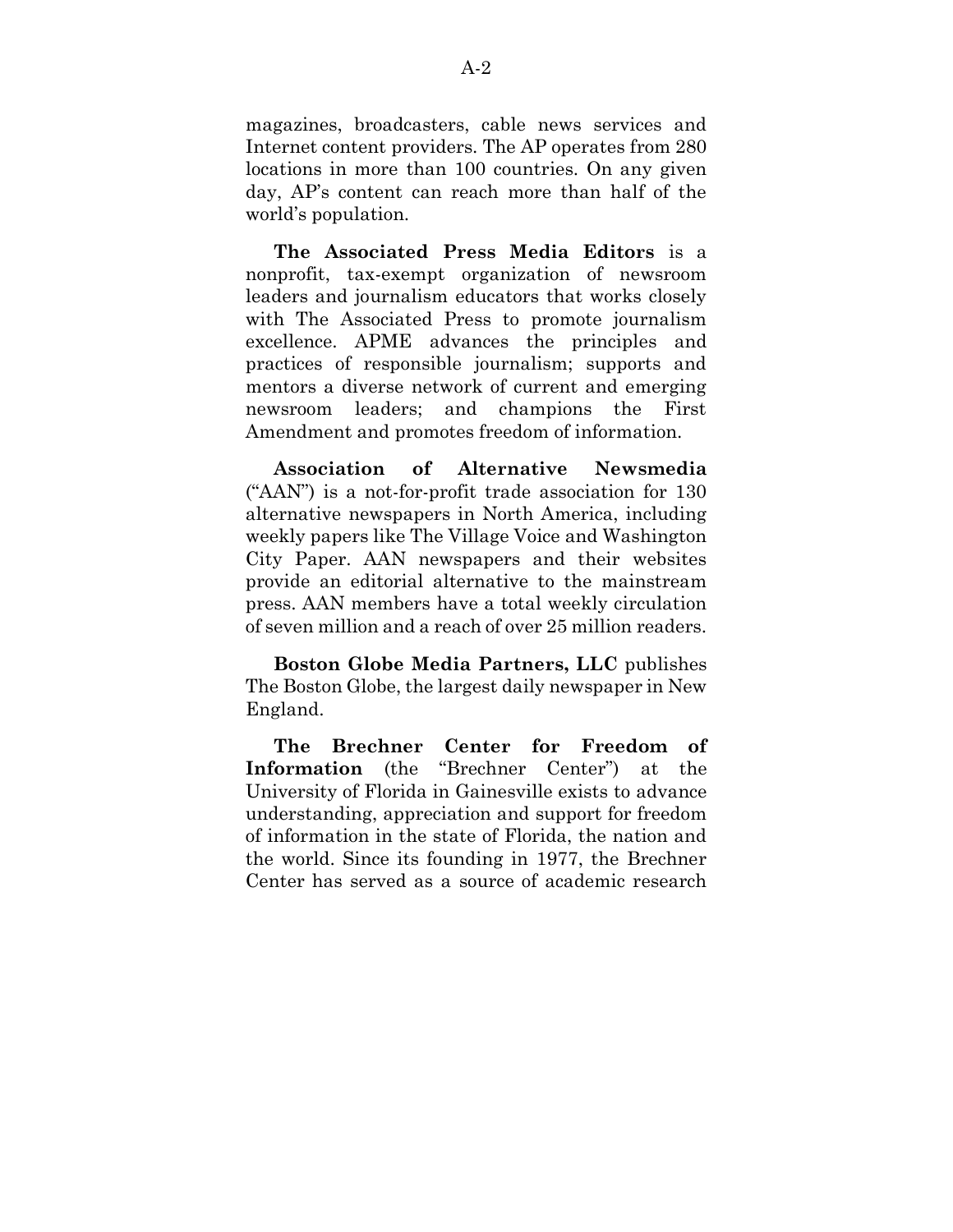magazines, broadcasters, cable news services and Internet content providers. The AP operates from 280 locations in more than 100 countries. On any given day, AP's content can reach more than half of the world's population.

**The Associated Press Media Editors** is a nonprofit, tax-exempt organization of newsroom leaders and journalism educators that works closely with The Associated Press to promote journalism excellence. APME advances the principles and practices of responsible journalism; supports and mentors a diverse network of current and emerging newsroom leaders; and champions the First Amendment and promotes freedom of information.

**Association of Alternative Newsmedia** ("AAN") is a not-for-profit trade association for 130 alternative newspapers in North America, including weekly papers like The Village Voice and Washington City Paper. AAN newspapers and their websites provide an editorial alternative to the mainstream press. AAN members have a total weekly circulation of seven million and a reach of over 25 million readers.

**Boston Globe Media Partners, LLC** publishes The Boston Globe, the largest daily newspaper in New England.

**The Brechner Center for Freedom of Information** (the "Brechner Center") at the University of Florida in Gainesville exists to advance understanding, appreciation and support for freedom of information in the state of Florida, the nation and the world. Since its founding in 1977, the Brechner Center has served as a source of academic research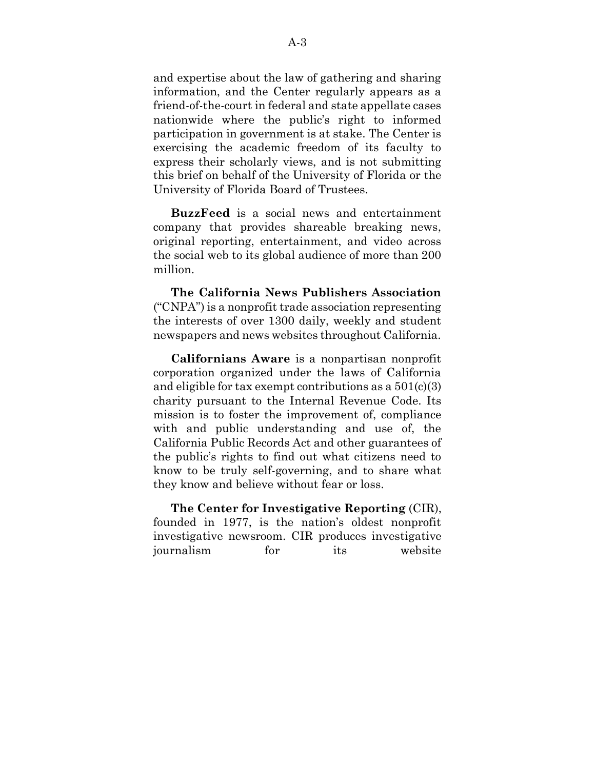and expertise about the law of gathering and sharing information, and the Center regularly appears as a friend-of-the-court in federal and state appellate cases nationwide where the public's right to informed participation in government is at stake. The Center is exercising the academic freedom of its faculty to express their scholarly views, and is not submitting this brief on behalf of the University of Florida or the University of Florida Board of Trustees.

**BuzzFeed** is a social news and entertainment company that provides shareable breaking news, original reporting, entertainment, and video across the social web to its global audience of more than 200 million.

**The California News Publishers Association** ("CNPA") is a nonprofit trade association representing the interests of over 1300 daily, weekly and student newspapers and news websites throughout California.

**Californians Aware** is a nonpartisan nonprofit corporation organized under the laws of California and eligible for tax exempt contributions as a 501(c)(3) charity pursuant to the Internal Revenue Code. Its mission is to foster the improvement of, compliance with and public understanding and use of, the California Public Records Act and other guarantees of the public's rights to find out what citizens need to know to be truly self-governing, and to share what they know and believe without fear or loss.

**The Center for Investigative Reporting** (CIR), founded in 1977, is the nation's oldest nonprofit investigative newsroom. CIR produces investigative journalism for its website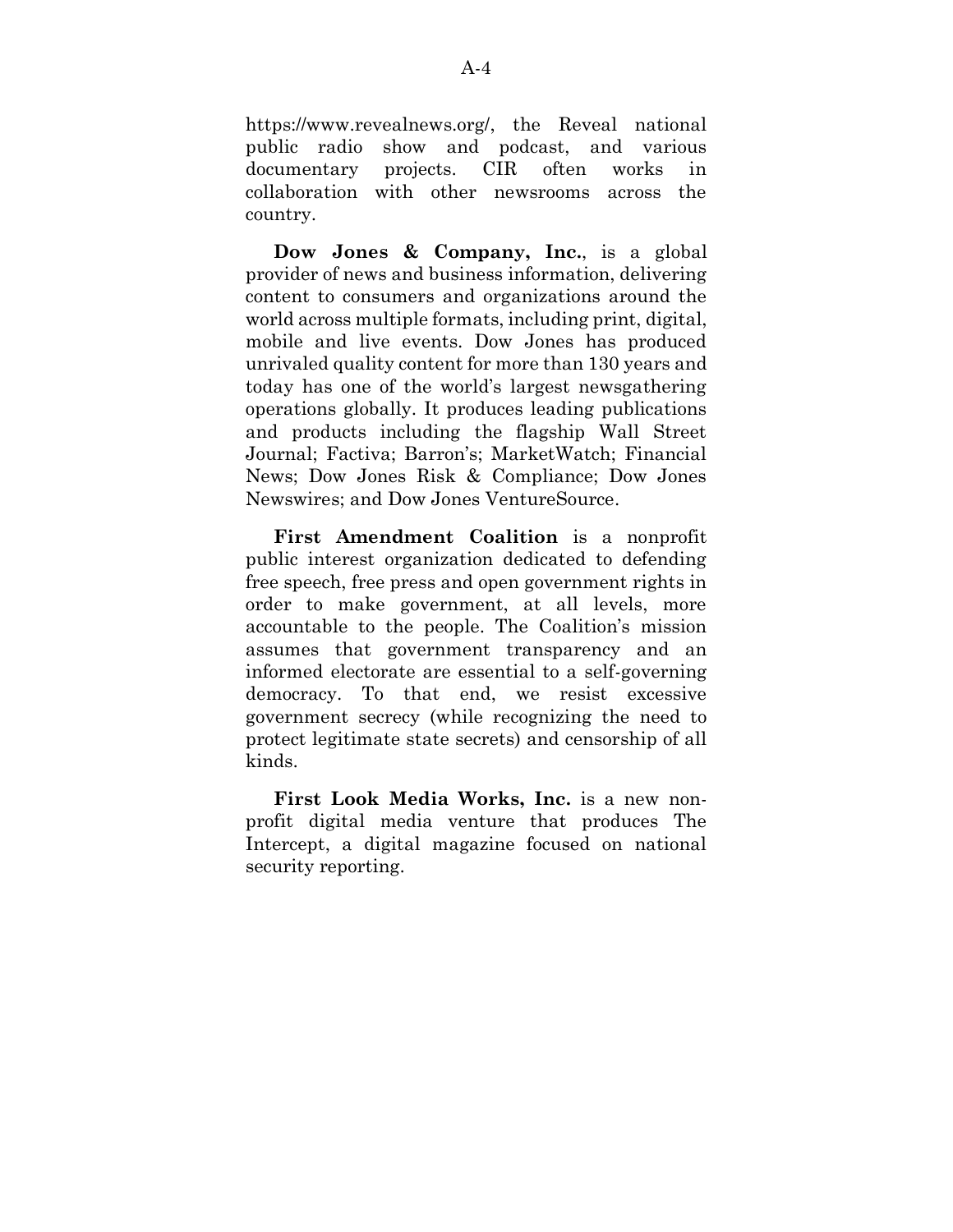https://www.revealnews.org/, the Reveal national public radio show and podcast, and various documentary projects. CIR often works in collaboration with other newsrooms across the country.

**Dow Jones & Company, Inc.**, is a global provider of news and business information, delivering content to consumers and organizations around the world across multiple formats, including print, digital, mobile and live events. Dow Jones has produced unrivaled quality content for more than 130 years and today has one of the world's largest newsgathering operations globally. It produces leading publications and products including the flagship Wall Street Journal; Factiva; Barron's; MarketWatch; Financial News; Dow Jones Risk & Compliance; Dow Jones Newswires; and Dow Jones VentureSource.

**First Amendment Coalition** is a nonprofit public interest organization dedicated to defending free speech, free press and open government rights in order to make government, at all levels, more accountable to the people. The Coalition's mission assumes that government transparency and an informed electorate are essential to a self-governing democracy. To that end, we resist excessive government secrecy (while recognizing the need to protect legitimate state secrets) and censorship of all kinds.

**First Look Media Works, Inc.** is a new non-profit digital media venture that produces The Intercept, a digital magazine focused on national security reporting.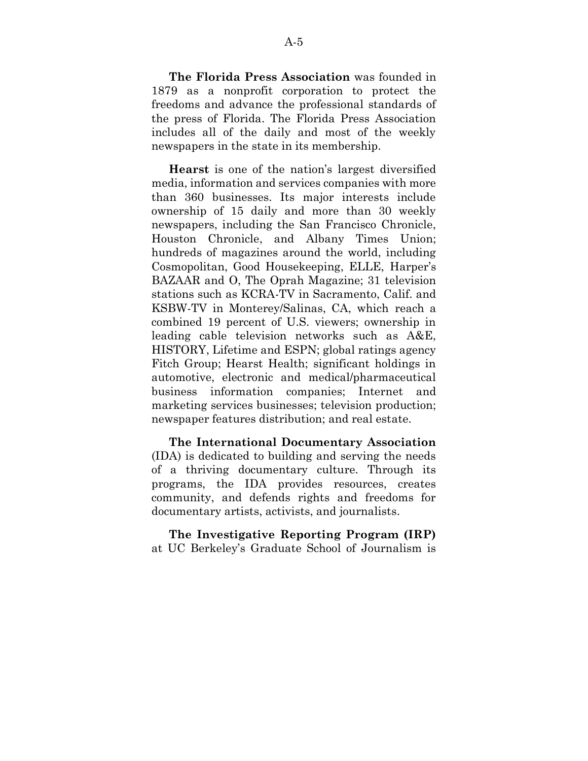**The Florida Press Association** was founded in 1879 as a nonprofit corporation to protect the freedoms and advance the professional standards of the press of Florida. The Florida Press Association includes all of the daily and most of the weekly newspapers in the state in its membership.

**Hearst** is one of the nation's largest diversified media, information and services companies with more than 360 businesses. Its major interests include ownership of 15 daily and more than 30 weekly newspapers, including the San Francisco Chronicle, Houston Chronicle, and Albany Times Union; hundreds of magazines around the world, including Cosmopolitan, Good Housekeeping, ELLE, Harper's BAZAAR and O, The Oprah Magazine; 31 television stations such as KCRA-TV in Sacramento, Calif. and KSBW-TV in Monterey/Salinas, CA, which reach a combined 19 percent of U.S. viewers; ownership in leading cable television networks such as A&E, HISTORY, Lifetime and ESPN; global ratings agency Fitch Group; Hearst Health; significant holdings in automotive, electronic and medical/pharmaceutical business information companies; Internet and marketing services businesses; television production; newspaper features distribution; and real estate.

**The International Documentary Association** (IDA) is dedicated to building and serving the needs of a thriving documentary culture. Through its programs, the IDA provides resources, creates community, and defends rights and freedoms for documentary artists, activists, and journalists.

**The Investigative Reporting Program (IRP)** at UC Berkeley's Graduate School of Journalism is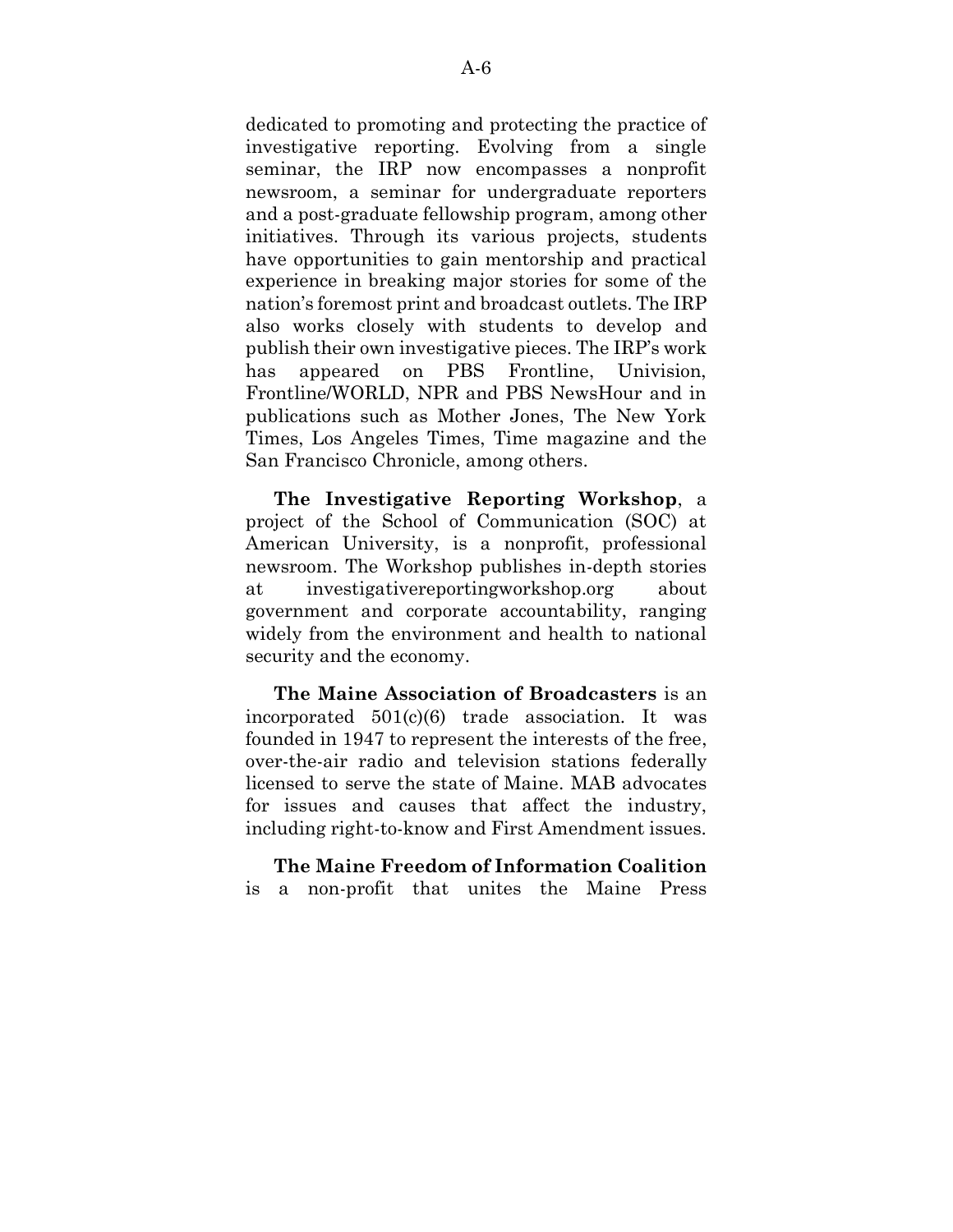dedicated to promoting and protecting the practice of investigative reporting. Evolving from a single seminar, the IRP now encompasses a nonprofit newsroom, a seminar for undergraduate reporters and a post-graduate fellowship program, among other initiatives. Through its various projects, students have opportunities to gain mentorship and practical experience in breaking major stories for some of the nation's foremost print and broadcast outlets. The IRP also works closely with students to develop and publish their own investigative pieces. The IRP's work has appeared on PBS Frontline, Univision, Frontline/WORLD, NPR and PBS NewsHour and in publications such as Mother Jones, The New York Times, Los Angeles Times, Time magazine and the San Francisco Chronicle, among others.

**The Investigative Reporting Workshop**, a project of the School of Communication (SOC) at American University, is a nonprofit, professional newsroom. The Workshop publishes in-depth stories at investigativereportingworkshop.org about government and corporate accountability, ranging widely from the environment and health to national security and the economy.

**The Maine Association of Broadcasters** is an incorporated 501(c)(6) trade association. It was founded in 1947 to represent the interests of the free, over-the-air radio and television stations federally licensed to serve the state of Maine. MAB advocates for issues and causes that affect the industry, including right-to-know and First Amendment issues.

**The Maine Freedom of Information Coalition** is a non-profit that unites the Maine Press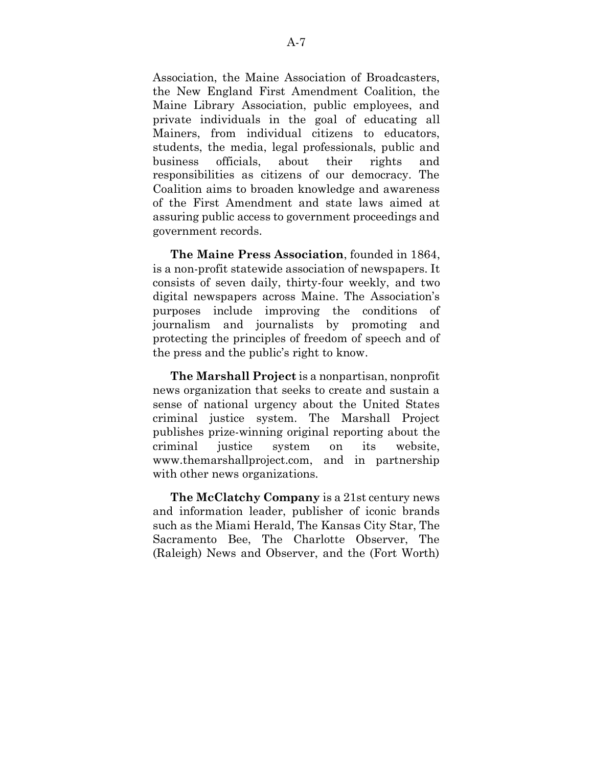Association, the Maine Association of Broadcasters, the New England First Amendment Coalition, the Maine Library Association, public employees, and private individuals in the goal of educating all Mainers, from individual citizens to educators, students, the media, legal professionals, public and business officials, about their rights and responsibilities as citizens of our democracy. The Coalition aims to broaden knowledge and awareness of the First Amendment and state laws aimed at assuring public access to government proceedings and government records.

**The Maine Press Association**, founded in 1864, is a non-profit statewide association of newspapers. It consists of seven daily, thirty-four weekly, and two digital newspapers across Maine. The Association's purposes include improving the conditions of journalism and journalists by promoting and protecting the principles of freedom of speech and of the press and the public's right to know.

**The Marshall Project** is a nonpartisan, nonprofit news organization that seeks to create and sustain a sense of national urgency about the United States criminal justice system. The Marshall Project publishes prize-winning original reporting about the criminal justice system on its website, www.themarshallproject.com, and in partnership with other news organizations.

**The McClatchy Company** is a 21st century news and information leader, publisher of iconic brands such as the Miami Herald, The Kansas City Star, The Sacramento Bee, The Charlotte Observer, The (Raleigh) News and Observer, and the (Fort Worth)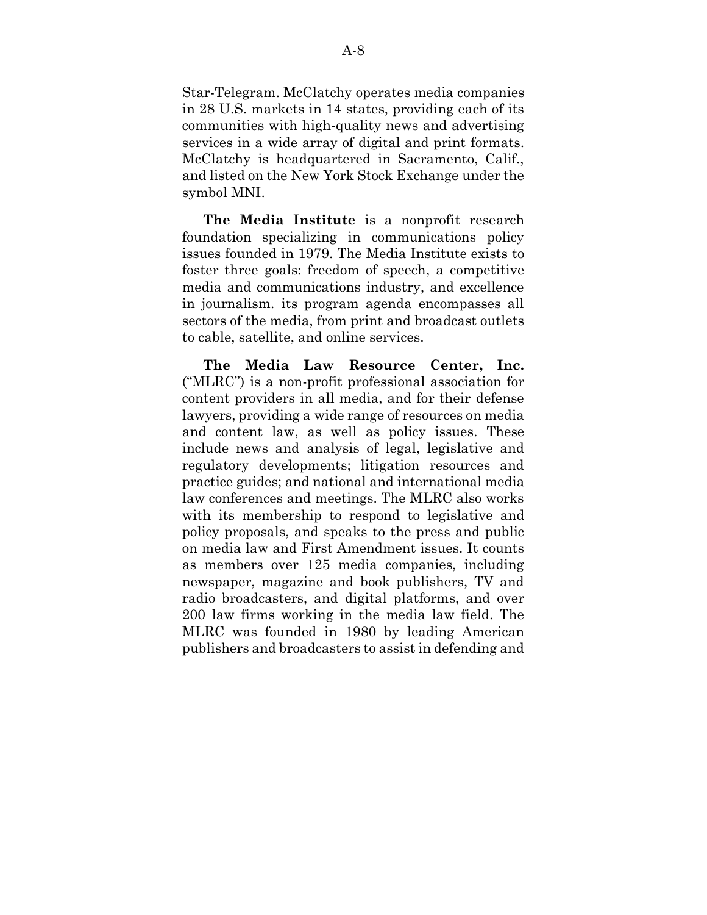Star-Telegram. McClatchy operates media companies in 28 U.S. markets in 14 states, providing each of its communities with high-quality news and advertising services in a wide array of digital and print formats. McClatchy is headquartered in Sacramento, Calif., and listed on the New York Stock Exchange under the symbol MNI.

**The Media Institute** is a nonprofit research foundation specializing in communications policy issues founded in 1979. The Media Institute exists to foster three goals: freedom of speech, a competitive media and communications industry, and excellence in journalism. its program agenda encompasses all sectors of the media, from print and broadcast outlets to cable, satellite, and online services.

**The Media Law Resource Center, Inc.** ("MLRC") is a non-profit professional association for content providers in all media, and for their defense lawyers, providing a wide range of resources on media and content law, as well as policy issues. These include news and analysis of legal, legislative and regulatory developments; litigation resources and practice guides; and national and international media law conferences and meetings. The MLRC also works with its membership to respond to legislative and policy proposals, and speaks to the press and public on media law and First Amendment issues. It counts as members over 125 media companies, including newspaper, magazine and book publishers, TV and radio broadcasters, and digital platforms, and over 200 law firms working in the media law field. The MLRC was founded in 1980 by leading American publishers and broadcasters to assist in defending and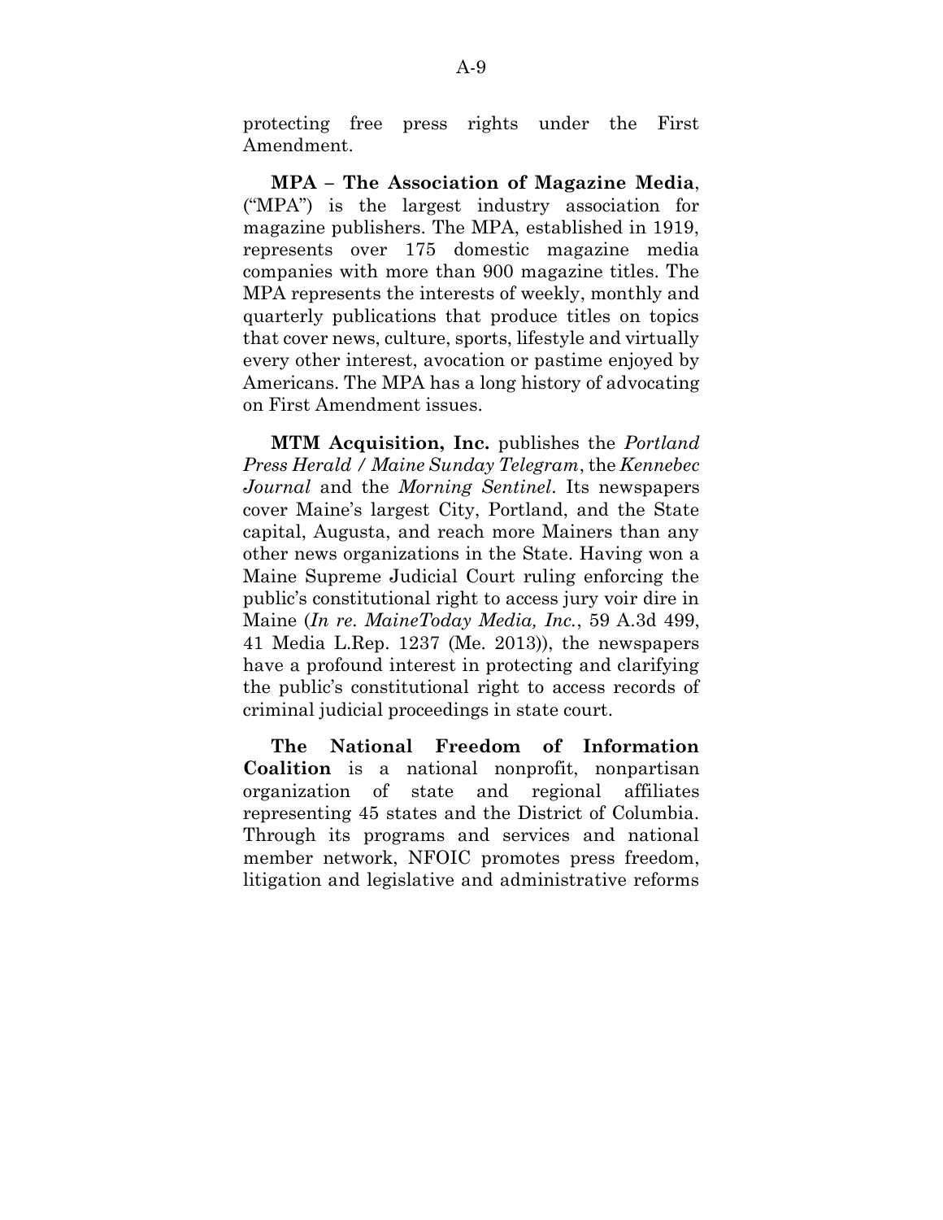protecting free press rights under the First Amendment.

**MPA – The Association of Magazine Media**, ("MPA") is the largest industry association for magazine publishers. The MPA, established in 1919, represents over 175 domestic magazine media companies with more than 900 magazine titles. The MPA represents the interests of weekly, monthly and quarterly publications that produce titles on topics that cover news, culture, sports, lifestyle and virtually every other interest, avocation or pastime enjoyed by Americans. The MPA has a long history of advocating on First Amendment issues.

**MTM Acquisition, Inc.** publishes the *Portland Press Herald / Maine Sunday Telegram*, the *Kennebec Journal* and the *Morning Sentinel*. Its newspapers cover Maine's largest City, Portland, and the State capital, Augusta, and reach more Mainers than any other news organizations in the State. Having won a Maine Supreme Judicial Court ruling enforcing the public's constitutional right to access jury voir dire in Maine (*In re. MaineToday Media, Inc.*, 59 A.3d 499, 41 Media L.Rep. 1237 (Me. 2013)), the newspapers have a profound interest in protecting and clarifying the public's constitutional right to access records of criminal judicial proceedings in state court.

**The National Freedom of Information Coalition** is a national nonprofit, nonpartisan organization of state and regional affiliates representing 45 states and the District of Columbia. Through its programs and services and national member network, NFOIC promotes press freedom, litigation and legislative and administrative reforms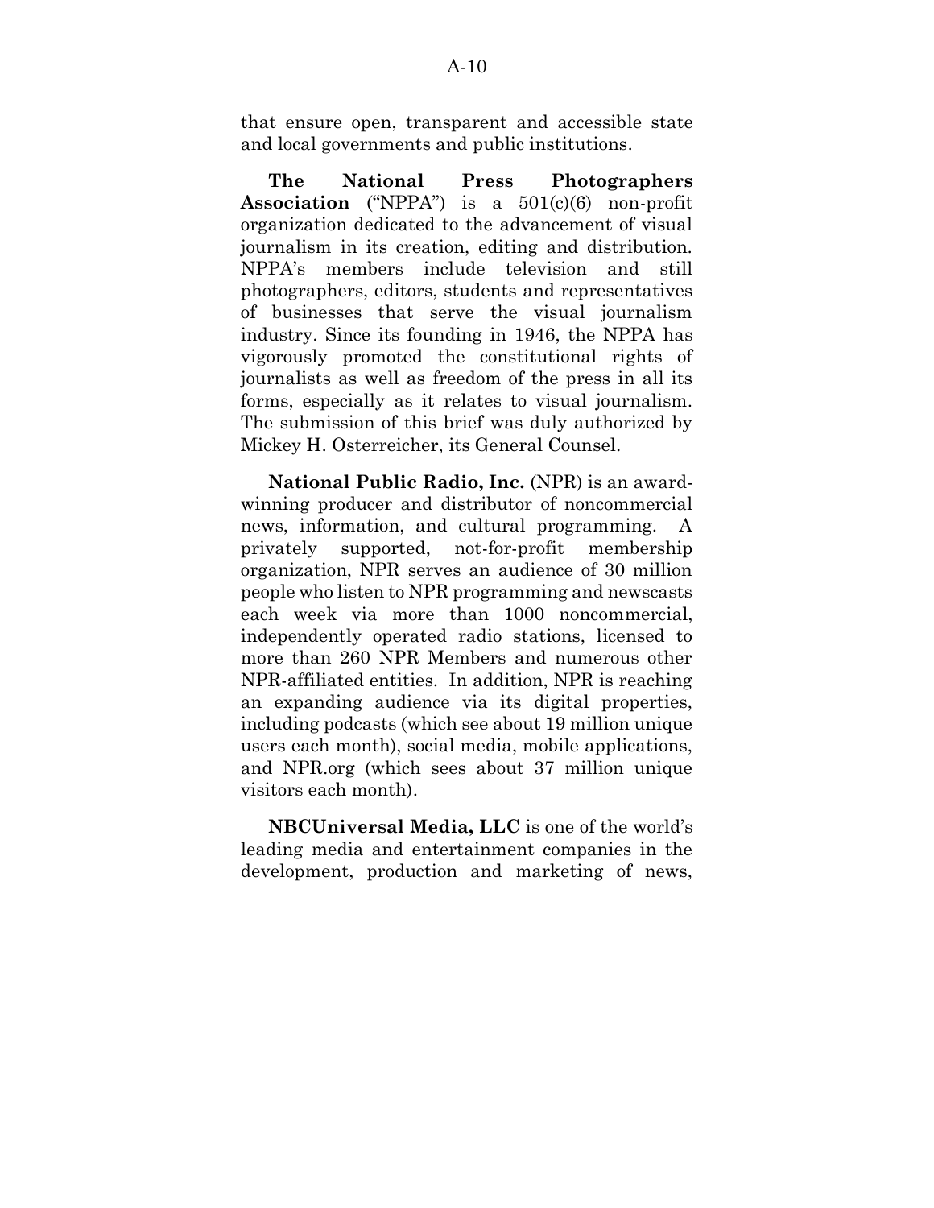that ensure open, transparent and accessible state and local governments and public institutions.

**The National Press Photographers Association** ("NPPA") is a 501(c)(6) non-profit organization dedicated to the advancement of visual journalism in its creation, editing and distribution. NPPA's members include television and still photographers, editors, students and representatives of businesses that serve the visual journalism industry. Since its founding in 1946, the NPPA has vigorously promoted the constitutional rights of journalists as well as freedom of the press in all its forms, especially as it relates to visual journalism. The submission of this brief was duly authorized by Mickey H. Osterreicher, its General Counsel.

**National Public Radio, Inc.** (NPR) is an award-winning producer and distributor of noncommercial news, information, and cultural programming. A privately supported, not-for-profit membership organization, NPR serves an audience of 30 million people who listen to NPR programming and newscasts each week via more than 1000 noncommercial, independently operated radio stations, licensed to more than 260 NPR Members and numerous other NPR-affiliated entities. In addition, NPR is reaching an expanding audience via its digital properties, including podcasts (which see about 19 million unique users each month), social media, mobile applications, and NPR.org (which sees about 37 million unique visitors each month).

**NBCUniversal Media, LLC** is one of the world's leading media and entertainment companies in the development, production and marketing of news,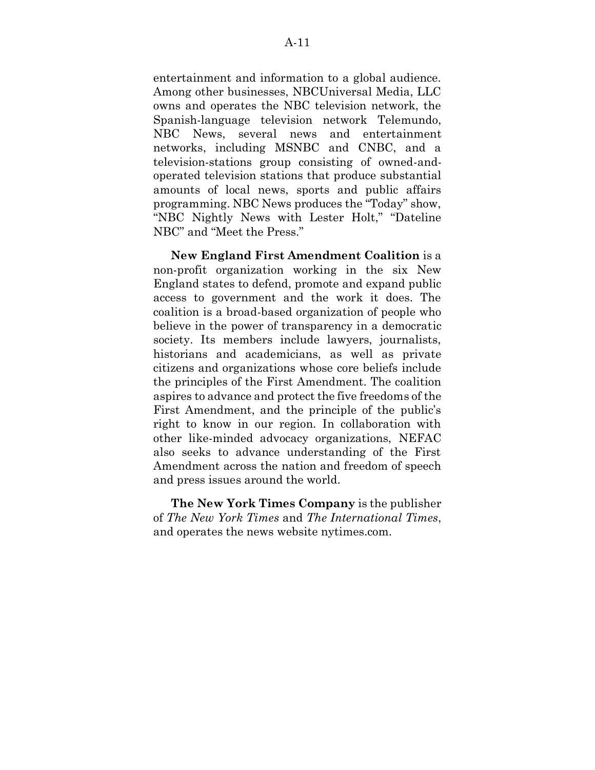entertainment and information to a global audience. Among other businesses, NBCUniversal Media, LLC owns and operates the NBC television network, the Spanish-language television network Telemundo, NBC News, several news and entertainment networks, including MSNBC and CNBC, and a television-stations group consisting of owned-and-operated television stations that produce substantial amounts of local news, sports and public affairs programming. NBC News produces the "Today" show, "NBC Nightly News with Lester Holt," "Dateline NBC" and "Meet the Press."

**New England First Amendment Coalition** is a non-profit organization working in the six New England states to defend, promote and expand public access to government and the work it does. The coalition is a broad-based organization of people who believe in the power of transparency in a democratic society. Its members include lawyers, journalists, historians and academicians, as well as private citizens and organizations whose core beliefs include the principles of the First Amendment. The coalition aspires to advance and protect the five freedoms of the First Amendment, and the principle of the public's right to know in our region. In collaboration with other like-minded advocacy organizations, NEFAC also seeks to advance understanding of the First Amendment across the nation and freedom of speech and press issues around the world.

**The New York Times Company** is the publisher of *The New York Times* and *The International Times*, and operates the news website nytimes.com.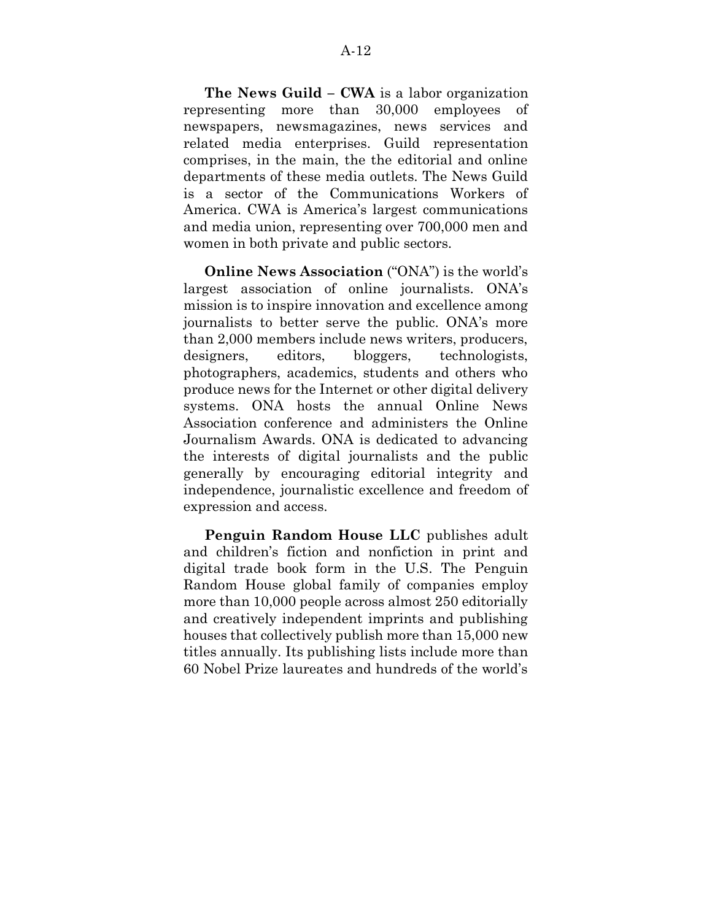**The News Guild – CWA** is a labor organization representing more than 30,000 employees of newspapers, newsmagazines, news services and related media enterprises. Guild representation comprises, in the main, the the editorial and online departments of these media outlets. The News Guild is a sector of the Communications Workers of America. CWA is America's largest communications and media union, representing over 700,000 men and women in both private and public sectors.

**Online News Association** ("ONA") is the world's largest association of online journalists. ONA's mission is to inspire innovation and excellence among journalists to better serve the public. ONA's more than 2,000 members include news writers, producers, designers, editors, bloggers, technologists, photographers, academics, students and others who produce news for the Internet or other digital delivery systems. ONA hosts the annual Online News Association conference and administers the Online Journalism Awards. ONA is dedicated to advancing the interests of digital journalists and the public generally by encouraging editorial integrity and independence, journalistic excellence and freedom of expression and access.

**Penguin Random House LLC** publishes adult and children's fiction and nonfiction in print and digital trade book form in the U.S. The Penguin Random House global family of companies employ more than 10,000 people across almost 250 editorially and creatively independent imprints and publishing houses that collectively publish more than 15,000 new titles annually. Its publishing lists include more than 60 Nobel Prize laureates and hundreds of the world's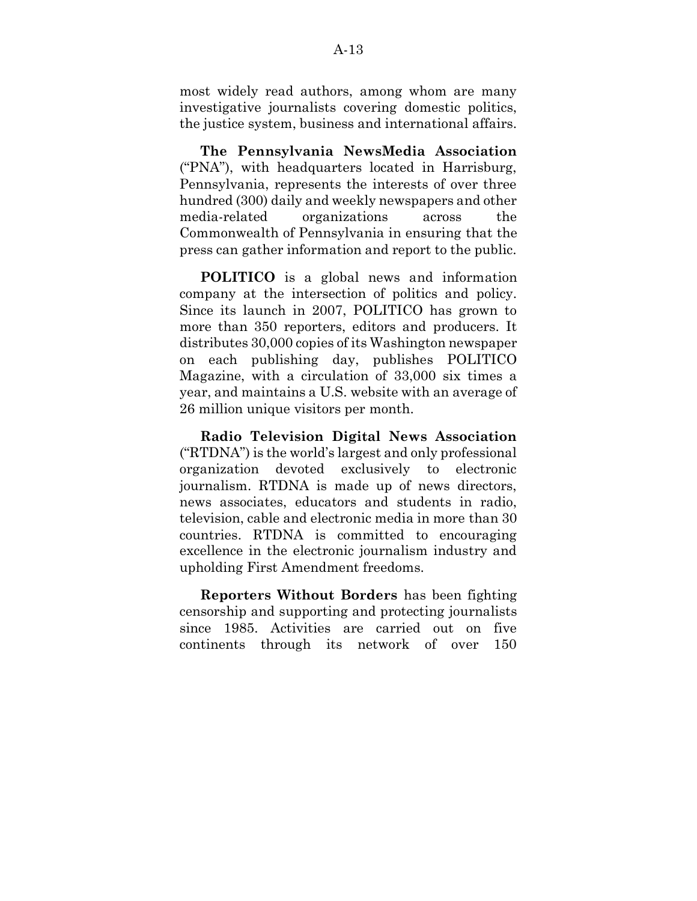most widely read authors, among whom are many investigative journalists covering domestic politics, the justice system, business and international affairs.

**The Pennsylvania NewsMedia Association** ("PNA"), with headquarters located in Harrisburg, Pennsylvania, represents the interests of over three hundred (300) daily and weekly newspapers and other media-related organizations across the Commonwealth of Pennsylvania in ensuring that the press can gather information and report to the public.

**POLITICO** is a global news and information company at the intersection of politics and policy. Since its launch in 2007, POLITICO has grown to more than 350 reporters, editors and producers. It distributes 30,000 copies of its Washington newspaper on each publishing day, publishes POLITICO Magazine, with a circulation of 33,000 six times a year, and maintains a U.S. website with an average of 26 million unique visitors per month.

**Radio Television Digital News Association** ("RTDNA") is the world's largest and only professional organization devoted exclusively to electronic journalism. RTDNA is made up of news directors, news associates, educators and students in radio, television, cable and electronic media in more than 30 countries. RTDNA is committed to encouraging excellence in the electronic journalism industry and upholding First Amendment freedoms.

**Reporters Without Borders** has been fighting censorship and supporting and protecting journalists since 1985. Activities are carried out on five continents through its network of over 150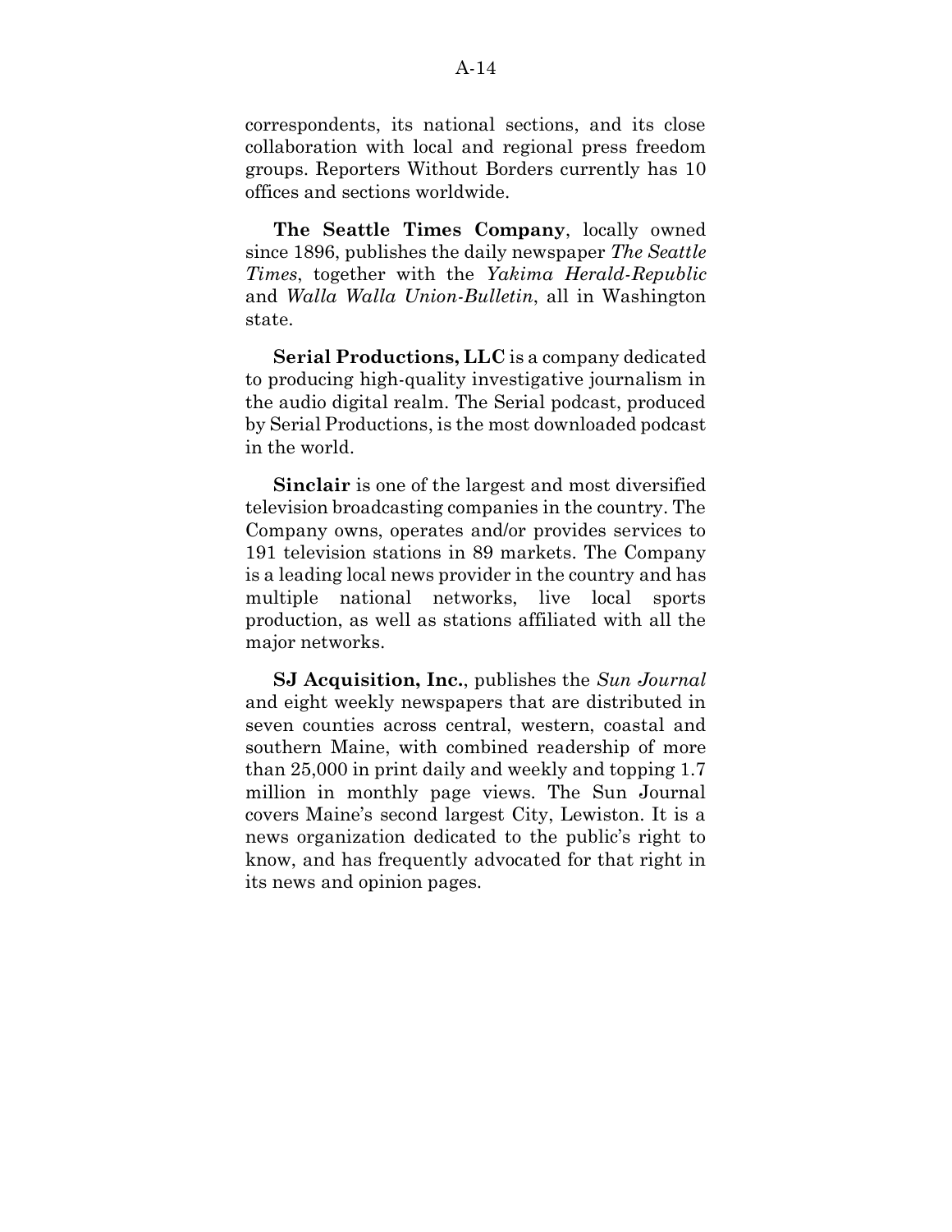correspondents, its national sections, and its close collaboration with local and regional press freedom groups. Reporters Without Borders currently has 10 offices and sections worldwide.

**The Seattle Times Company**, locally owned since 1896, publishes the daily newspaper *The Seattle Times*, together with the *Yakima Herald-Republic* and *Walla Walla Union-Bulletin*, all in Washington state.

**Serial Productions, LLC** is a company dedicated to producing high-quality investigative journalism in the audio digital realm. The Serial podcast, produced by Serial Productions, is the most downloaded podcast in the world.

**Sinclair** is one of the largest and most diversified television broadcasting companies in the country. The Company owns, operates and/or provides services to 191 television stations in 89 markets. The Company is a leading local news provider in the country and has multiple national networks, live local sports production, as well as stations affiliated with all the major networks.

**SJ Acquisition, Inc.**, publishes the *Sun Journal* and eight weekly newspapers that are distributed in seven counties across central, western, coastal and southern Maine, with combined readership of more than 25,000 in print daily and weekly and topping 1.7 million in monthly page views. The Sun Journal covers Maine's second largest City, Lewiston. It is a news organization dedicated to the public's right to know, and has frequently advocated for that right in its news and opinion pages.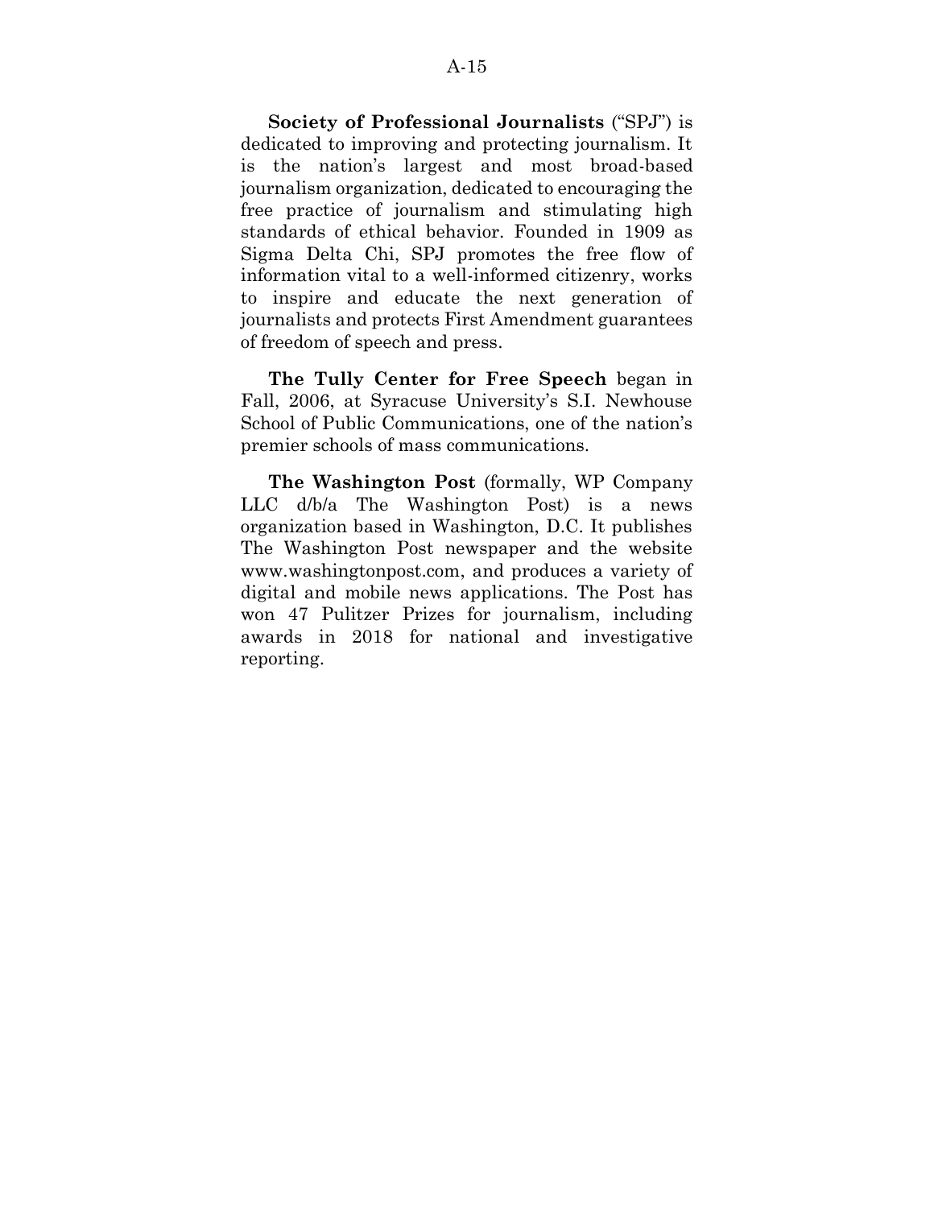**Society of Professional Journalists** ("SPJ") is dedicated to improving and protecting journalism. It is the nation's largest and most broad-based journalism organization, dedicated to encouraging the free practice of journalism and stimulating high standards of ethical behavior. Founded in 1909 as Sigma Delta Chi, SPJ promotes the free flow of information vital to a well-informed citizenry, works to inspire and educate the next generation of journalists and protects First Amendment guarantees of freedom of speech and press.

**The Tully Center for Free Speech** began in Fall, 2006, at Syracuse University's S.I. Newhouse School of Public Communications, one of the nation's premier schools of mass communications.

**The Washington Post** (formally, WP Company LLC d/b/a The Washington Post) is a news organization based in Washington, D.C. It publishes The Washington Post newspaper and the website www.washingtonpost.com, and produces a variety of digital and mobile news applications. The Post has won 47 Pulitzer Prizes for journalism, including awards in 2018 for national and investigative reporting.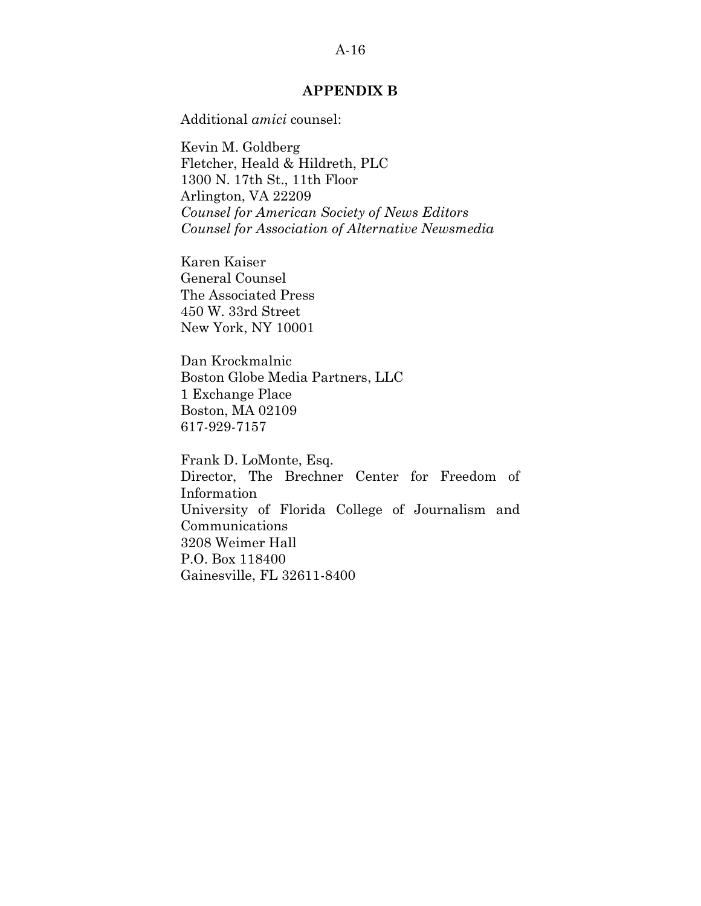## APPENDIX B

Additional *amici* counsel:

Kevin M. Goldberg
Fletcher, Heald & Hildreth, PLC
1300 N. 17th St., 11th Floor
Arlington, VA 22209
*Counsel for American Society of News Editors*
*Counsel for Association of Alternative Newsmedia*

Karen Kaiser
General Counsel
The Associated Press
450 W. 33rd Street
New York, NY 10001

Dan Krockmalnic
Boston Globe Media Partners, LLC
1 Exchange Place
Boston, MA 02109
617-929-7157

Frank D. LoMonte, Esq.
Director, The Brechner Center for Freedom of Information
University of Florida College of Journalism and Communications
3208 Weimer Hall
P.O. Box 118400
Gainesville, FL 32611-8400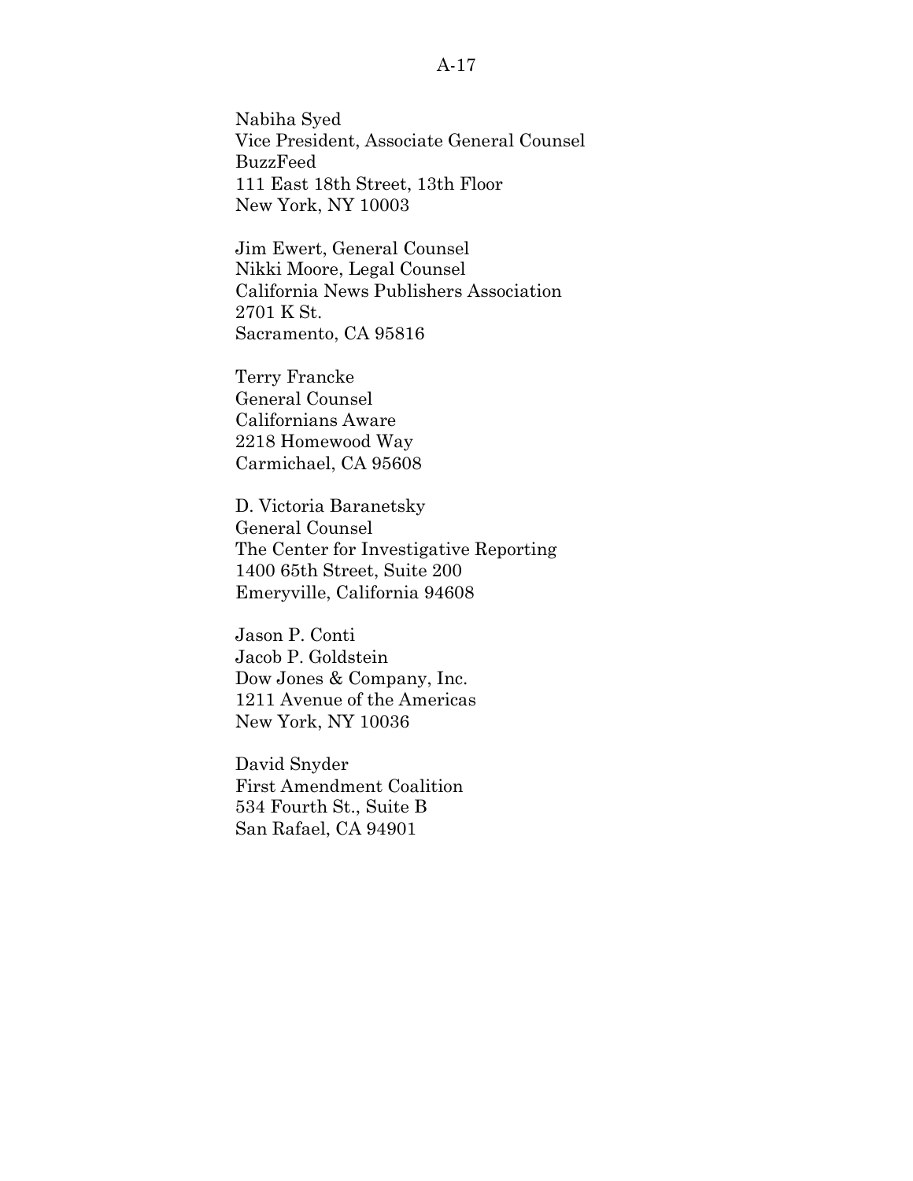Nabiha Syed
Vice President, Associate General Counsel
BuzzFeed
111 East 18th Street, 13th Floor
New York, NY 10003

Jim Ewert, General Counsel
Nikki Moore, Legal Counsel
California News Publishers Association
2701 K St.
Sacramento, CA 95816

Terry Francke
General Counsel
Californians Aware
2218 Homewood Way
Carmichael, CA 95608

D. Victoria Baranetsky
General Counsel
The Center for Investigative Reporting
1400 65th Street, Suite 200
Emeryville, California 94608

Jason P. Conti
Jacob P. Goldstein
Dow Jones & Company, Inc.
1211 Avenue of the Americas
New York, NY 10036

David Snyder
First Amendment Coalition
534 Fourth St., Suite B
San Rafael, CA 94901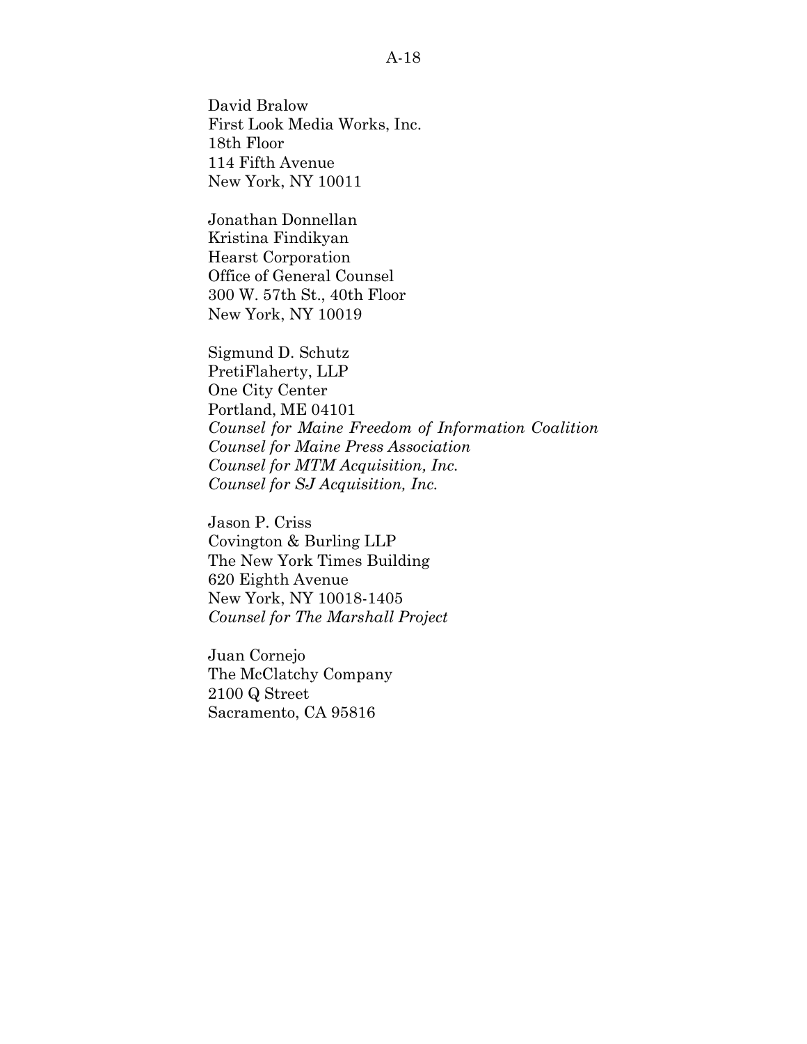David Bralow
First Look Media Works, Inc.
18th Floor
114 Fifth Avenue
New York, NY 10011

Jonathan Donnellan
Kristina Findikyan
Hearst Corporation
Office of General Counsel
300 W. 57th St., 40th Floor
New York, NY 10019

Sigmund D. Schutz
PretiFlaherty, LLP
One City Center
Portland, ME 04101
*Counsel for Maine Freedom of Information Coalition*
*Counsel for Maine Press Association*
*Counsel for MTM Acquisition, Inc.*
*Counsel for SJ Acquisition, Inc.*

Jason P. Criss
Covington & Burling LLP
The New York Times Building
620 Eighth Avenue
New York, NY 10018-1405
*Counsel for The Marshall Project*

Juan Cornejo
The McClatchy Company
2100 Q Street
Sacramento, CA 95816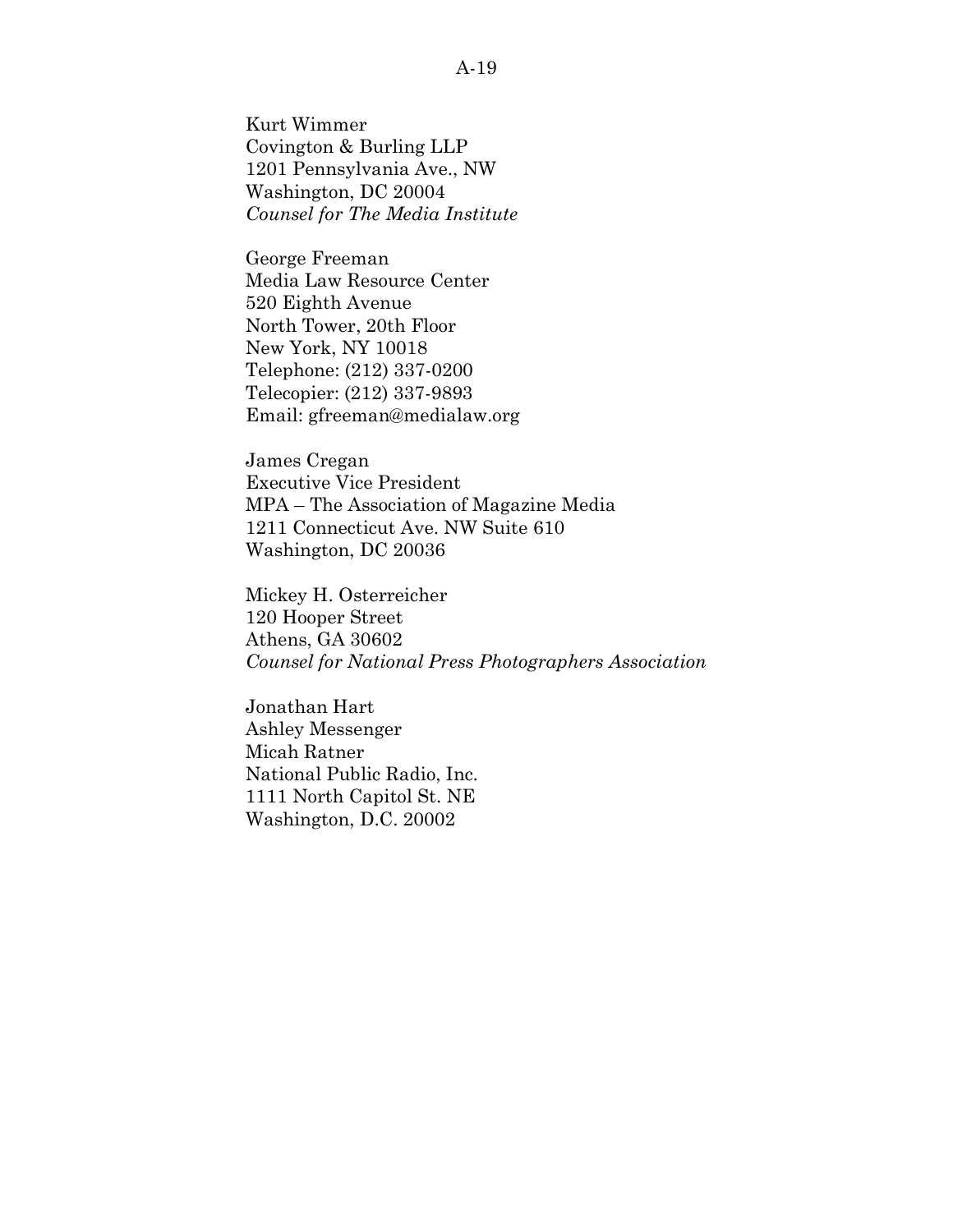Kurt Wimmer
Covington & Burling LLP
1201 Pennsylvania Ave., NW
Washington, DC 20004
*Counsel for The Media Institute*

George Freeman
Media Law Resource Center
520 Eighth Avenue
North Tower, 20th Floor
New York, NY 10018
Telephone: (212) 337-0200
Telecopier: (212) 337-9893
Email: gfreeman@medialaw.org

James Cregan
Executive Vice President
MPA – The Association of Magazine Media
1211 Connecticut Ave. NW Suite 610
Washington, DC 20036

Mickey H. Osterreicher
120 Hooper Street
Athens, GA 30602
*Counsel for National Press Photographers Association*

Jonathan Hart
Ashley Messenger
Micah Ratner
National Public Radio, Inc.
1111 North Capitol St. NE
Washington, D.C. 20002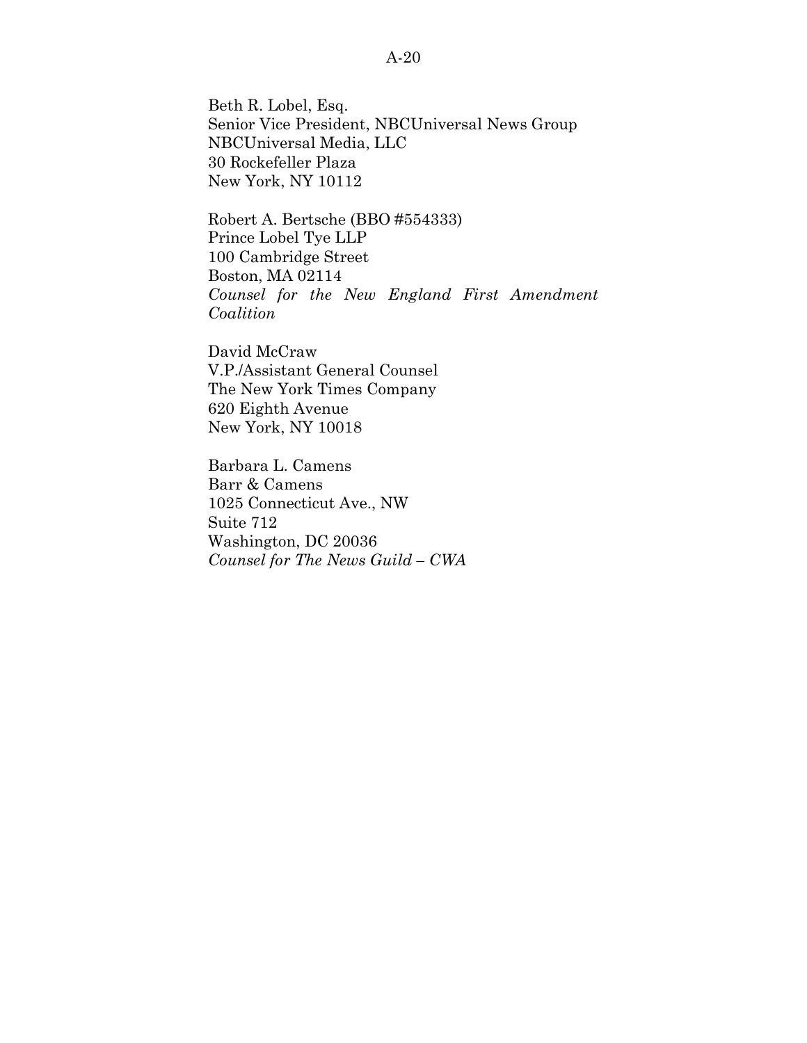Beth R. Lobel, Esq.
Senior Vice President, NBCUniversal News Group
NBCUniversal Media, LLC
30 Rockefeller Plaza
New York, NY 10112

Robert A. Bertsche (BBO #554333)
Prince Lobel Tye LLP
100 Cambridge Street
Boston, MA 02114
*Counsel for the New England First Amendment Coalition*

David McCraw
V.P./Assistant General Counsel
The New York Times Company
620 Eighth Avenue
New York, NY 10018

Barbara L. Camens
Barr & Camens
1025 Connecticut Ave., NW
Suite 712
Washington, DC 20036
*Counsel for The News Guild – CWA*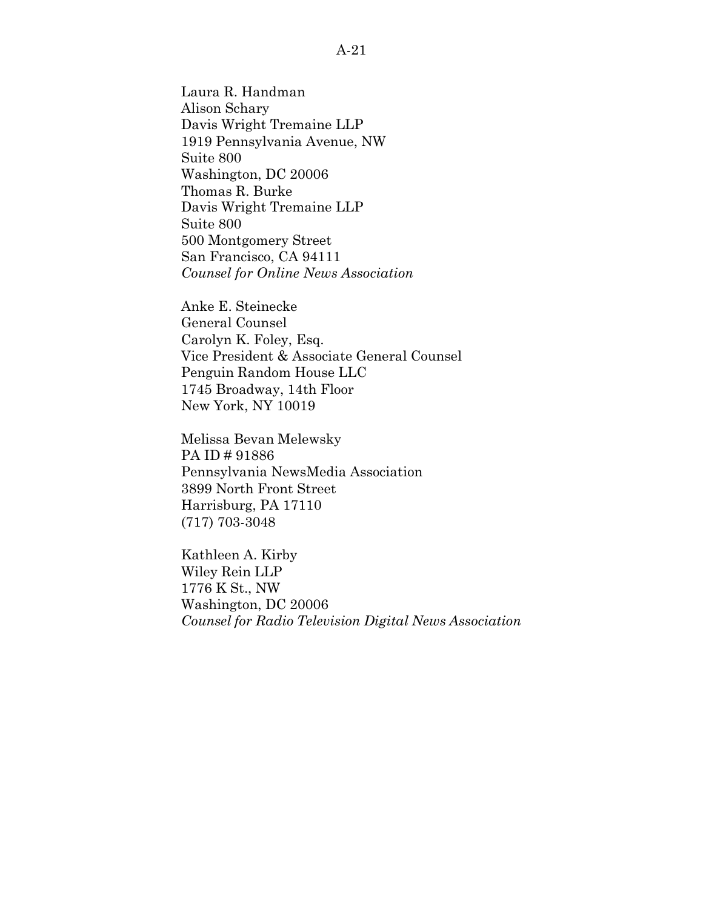Laura R. Handman
Alison Schary
Davis Wright Tremaine LLP
1919 Pennsylvania Avenue, NW
Suite 800
Washington, DC 20006
Thomas R. Burke
Davis Wright Tremaine LLP
Suite 800
500 Montgomery Street
San Francisco, CA 94111
*Counsel for Online News Association*

Anke E. Steinecke
General Counsel
Carolyn K. Foley, Esq.
Vice President & Associate General Counsel
Penguin Random House LLC
1745 Broadway, 14th Floor
New York, NY 10019

Melissa Bevan Melewsky
PA ID # 91886
Pennsylvania NewsMedia Association
3899 North Front Street
Harrisburg, PA 17110
(717) 703-3048

Kathleen A. Kirby
Wiley Rein LLP
1776 K St., NW
Washington, DC 20006
*Counsel for Radio Television Digital News Association*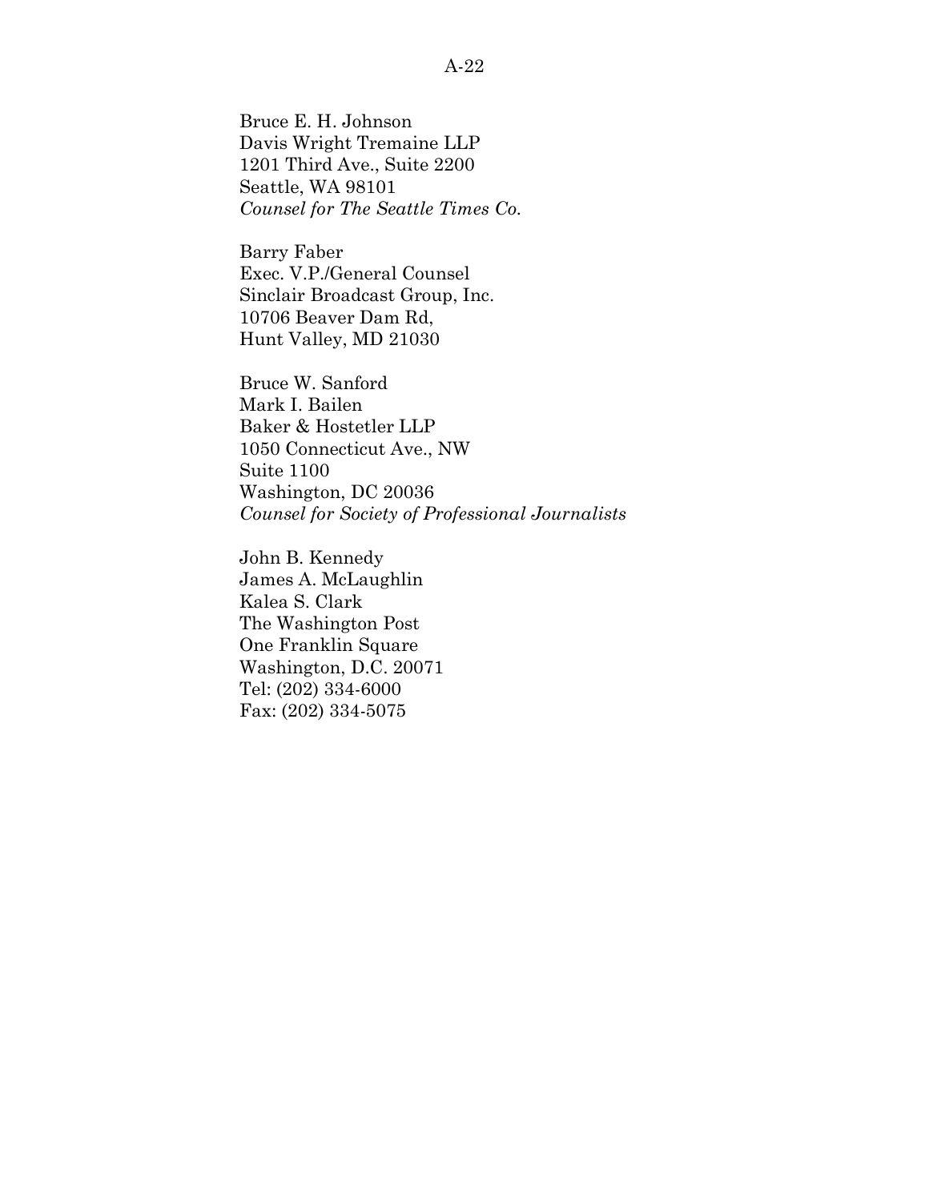Bruce E. H. Johnson
Davis Wright Tremaine LLP
1201 Third Ave., Suite 2200
Seattle, WA 98101
*Counsel for The Seattle Times Co.*

Barry Faber
Exec. V.P./General Counsel
Sinclair Broadcast Group, Inc.
10706 Beaver Dam Rd,
Hunt Valley, MD 21030

Bruce W. Sanford
Mark I. Bailen
Baker & Hostetler LLP
1050 Connecticut Ave., NW
Suite 1100
Washington, DC 20036
*Counsel for Society of Professional Journalists*

John B. Kennedy
James A. McLaughlin
Kalea S. Clark
The Washington Post
One Franklin Square
Washington, D.C. 20071
Tel: (202) 334-6000
Fax: (202) 334-5075